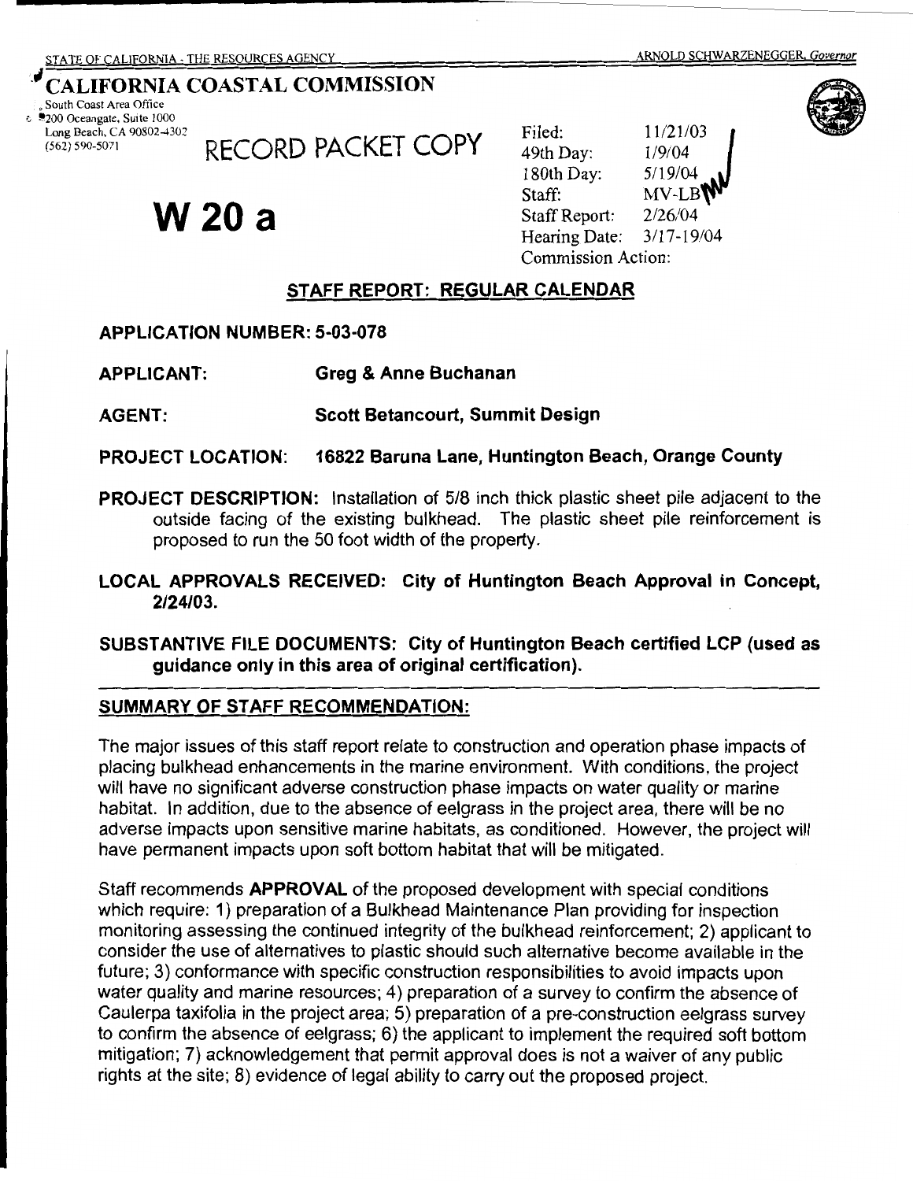STATE OF CALIFORNIA - THE RESOURCES AGENCY

ARNOLD SCHWARZENEGGER, *Governor*

# CALIFORNIA COASTAL COMMISSION

South Coast Area Office
200 Oceangate, Suite 1000
Long Beach, CA 90802-4302
(562) 590-5071

RECORD PACKET COPY

# W 20 a

| | |
|---|---|
| Filed: | 11/21/03 |
| 49th Day: | 1/9/04 |
| 180th Day: | 5/19/04 |
| Staff: | MV-LB |
| Staff Report: | 2/26/04 |
| Hearing Date: | 3/17-19/04 |
| Commission Action: | |

## STAFF REPORT: REGULAR CALENDAR

**APPLICATION NUMBER: 5-03-078**

**APPLICANT:** **Greg & Anne Buchanan**

**AGENT:** **Scott Betancourt, Summit Design**

**PROJECT LOCATION:** **16822 Baruna Lane, Huntington Beach, Orange County**

**PROJECT DESCRIPTION:** Installation of 5/8 inch thick plastic sheet pile adjacent to the outside facing of the existing bulkhead. The plastic sheet pile reinforcement is proposed to run the 50 foot width of the property.

**LOCAL APPROVALS RECEIVED: City of Huntington Beach Approval in Concept, 2/24/03.**

**SUBSTANTIVE FILE DOCUMENTS: City of Huntington Beach certified LCP (used as guidance only in this area of original certification).**

## SUMMARY OF STAFF RECOMMENDATION:

The major issues of this staff report relate to construction and operation phase impacts of placing bulkhead enhancements in the marine environment. With conditions, the project will have no significant adverse construction phase impacts on water quality or marine habitat. In addition, due to the absence of eelgrass in the project area, there will be no adverse impacts upon sensitive marine habitats, as conditioned. However, the project will have permanent impacts upon soft bottom habitat that will be mitigated.

Staff recommends **APPROVAL** of the proposed development with special conditions which require: 1) preparation of a Bulkhead Maintenance Plan providing for inspection monitoring assessing the continued integrity of the bulkhead reinforcement; 2) applicant to consider the use of alternatives to plastic should such alternative become available in the future; 3) conformance with specific construction responsibilities to avoid impacts upon water quality and marine resources; 4) preparation of a survey to confirm the absence of Caulerpa taxifolia in the project area; 5) preparation of a pre-construction eelgrass survey to confirm the absence of eelgrass; 6) the applicant to implement the required soft bottom mitigation; 7) acknowledgement that permit approval does is not a waiver of any public rights at the site; 8) evidence of legal ability to carry out the proposed project.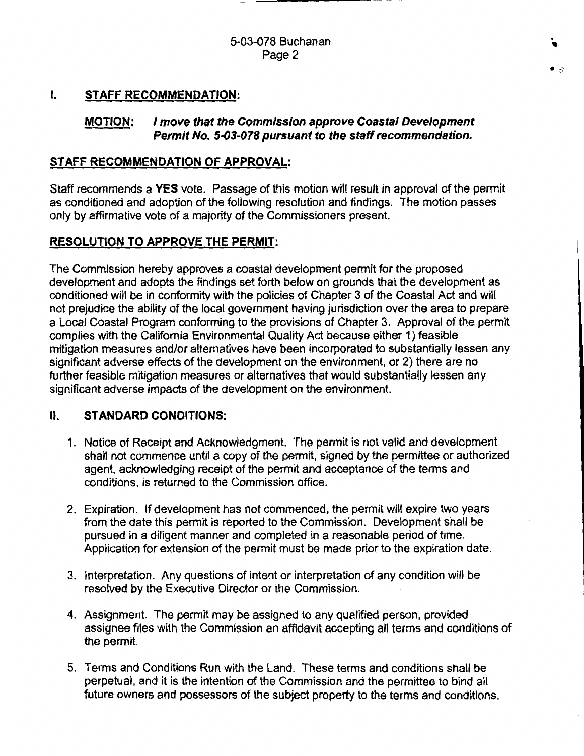## I. STAFF RECOMMENDATION:

**MOTION:** ***I move that the Commission approve Coastal Development Permit No. 5-03-078 pursuant to the staff recommendation.***

**STAFF RECOMMENDATION OF APPROVAL:**

Staff recommends a **YES** vote. Passage of this motion will result in approval of the permit as conditioned and adoption of the following resolution and findings. The motion passes only by affirmative vote of a majority of the Commissioners present.

**RESOLUTION TO APPROVE THE PERMIT:**

The Commission hereby approves a coastal development permit for the proposed development and adopts the findings set forth below on grounds that the development as conditioned will be in conformity with the policies of Chapter 3 of the Coastal Act and will not prejudice the ability of the local government having jurisdiction over the area to prepare a Local Coastal Program conforming to the provisions of Chapter 3. Approval of the permit complies with the California Environmental Quality Act because either 1) feasible mitigation measures and/or alternatives have been incorporated to substantially lessen any significant adverse effects of the development on the environment, or 2) there are no further feasible mitigation measures or alternatives that would substantially lessen any significant adverse impacts of the development on the environment.

## II. STANDARD CONDITIONS:

1. Notice of Receipt and Acknowledgment. The permit is not valid and development shall not commence until a copy of the permit, signed by the permittee or authorized agent, acknowledging receipt of the permit and acceptance of the terms and conditions, is returned to the Commission office.

2. Expiration. If development has not commenced, the permit will expire two years from the date this permit is reported to the Commission. Development shall be pursued in a diligent manner and completed in a reasonable period of time. Application for extension of the permit must be made prior to the expiration date.

3. Interpretation. Any questions of intent or interpretation of any condition will be resolved by the Executive Director or the Commission.

4. Assignment. The permit may be assigned to any qualified person, provided assignee files with the Commission an affidavit accepting all terms and conditions of the permit.

5. Terms and Conditions Run with the Land. These terms and conditions shall be perpetual, and it is the intention of the Commission and the permittee to bind all future owners and possessors of the subject property to the terms and conditions.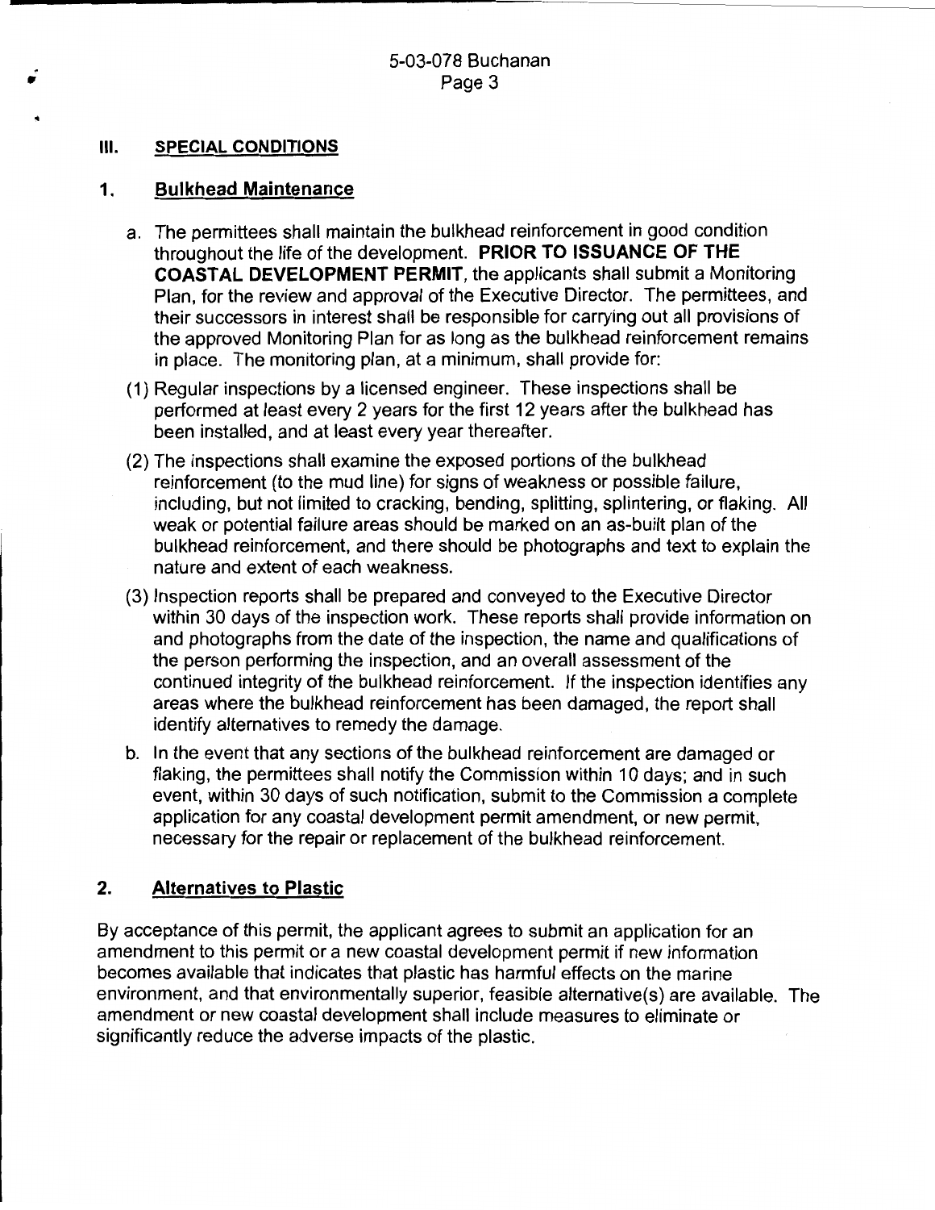## III. SPECIAL CONDITIONS

### 1. Bulkhead Maintenance

a. The permittees shall maintain the bulkhead reinforcement in good condition throughout the life of the development. **PRIOR TO ISSUANCE OF THE COASTAL DEVELOPMENT PERMIT**, the applicants shall submit a Monitoring Plan, for the review and approval of the Executive Director. The permittees, and their successors in interest shall be responsible for carrying out all provisions of the approved Monitoring Plan for as long as the bulkhead reinforcement remains in place. The monitoring plan, at a minimum, shall provide for:

(1) Regular inspections by a licensed engineer. These inspections shall be performed at least every 2 years for the first 12 years after the bulkhead has been installed, and at least every year thereafter.

(2) The inspections shall examine the exposed portions of the bulkhead reinforcement (to the mud line) for signs of weakness or possible failure, including, but not limited to cracking, bending, splitting, splintering, or flaking. All weak or potential failure areas should be marked on an as-built plan of the bulkhead reinforcement, and there should be photographs and text to explain the nature and extent of each weakness.

(3) Inspection reports shall be prepared and conveyed to the Executive Director within 30 days of the inspection work. These reports shall provide information on and photographs from the date of the inspection, the name and qualifications of the person performing the inspection, and an overall assessment of the continued integrity of the bulkhead reinforcement. If the inspection identifies any areas where the bulkhead reinforcement has been damaged, the report shall identify alternatives to remedy the damage.

b. In the event that any sections of the bulkhead reinforcement are damaged or flaking, the permittees shall notify the Commission within 10 days; and in such event, within 30 days of such notification, submit to the Commission a complete application for any coastal development permit amendment, or new permit, necessary for the repair or replacement of the bulkhead reinforcement.

### 2. Alternatives to Plastic

By acceptance of this permit, the applicant agrees to submit an application for an amendment to this permit or a new coastal development permit if new information becomes available that indicates that plastic has harmful effects on the marine environment, and that environmentally superior, feasible alternative(s) are available. The amendment or new coastal development shall include measures to eliminate or significantly reduce the adverse impacts of the plastic.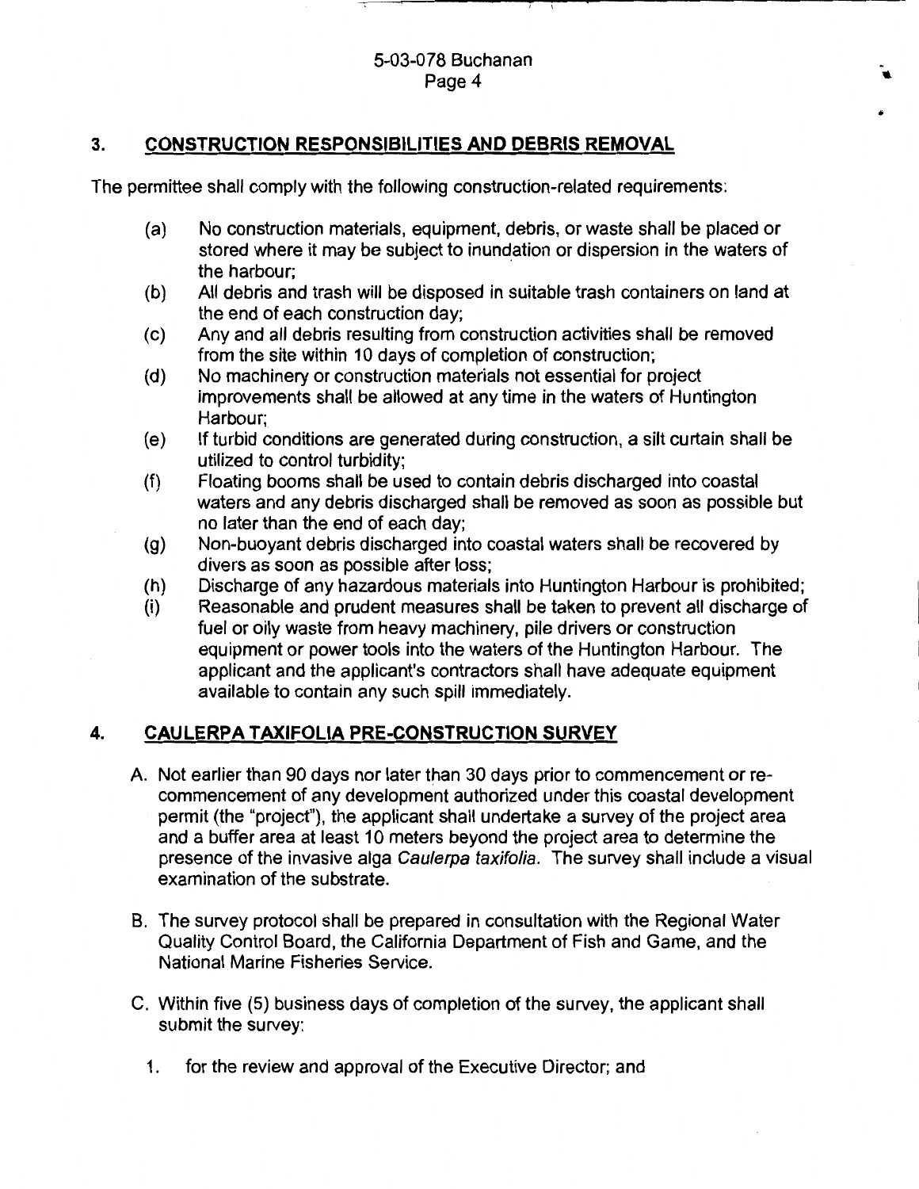## 3. CONSTRUCTION RESPONSIBILITIES AND DEBRIS REMOVAL

The permittee shall comply with the following construction-related requirements:

(a) No construction materials, equipment, debris, or waste shall be placed or stored where it may be subject to inundation or dispersion in the waters of the harbour;

(b) All debris and trash will be disposed in suitable trash containers on land at the end of each construction day;

(c) Any and all debris resulting from construction activities shall be removed from the site within 10 days of completion of construction;

(d) No machinery or construction materials not essential for project improvements shall be allowed at any time in the waters of Huntington Harbour;

(e) If turbid conditions are generated during construction, a silt curtain shall be utilized to control turbidity;

(f) Floating booms shall be used to contain debris discharged into coastal waters and any debris discharged shall be removed as soon as possible but no later than the end of each day;

(g) Non-buoyant debris discharged into coastal waters shall be recovered by divers as soon as possible after loss;

(h) Discharge of any hazardous materials into Huntington Harbour is prohibited;

(i) Reasonable and prudent measures shall be taken to prevent all discharge of fuel or oily waste from heavy machinery, pile drivers or construction equipment or power tools into the waters of the Huntington Harbour. The applicant and the applicant's contractors shall have adequate equipment available to contain any such spill immediately.

## 4. CAULERPA TAXIFOLIA PRE-CONSTRUCTION SURVEY

A. Not earlier than 90 days nor later than 30 days prior to commencement or re-commencement of any development authorized under this coastal development permit (the "project"), the applicant shall undertake a survey of the project area and a buffer area at least 10 meters beyond the project area to determine the presence of the invasive alga *Caulerpa taxifolia*. The survey shall include a visual examination of the substrate.

B. The survey protocol shall be prepared in consultation with the Regional Water Quality Control Board, the California Department of Fish and Game, and the National Marine Fisheries Service.

C. Within five (5) business days of completion of the survey, the applicant shall submit the survey:

1. for the review and approval of the Executive Director; and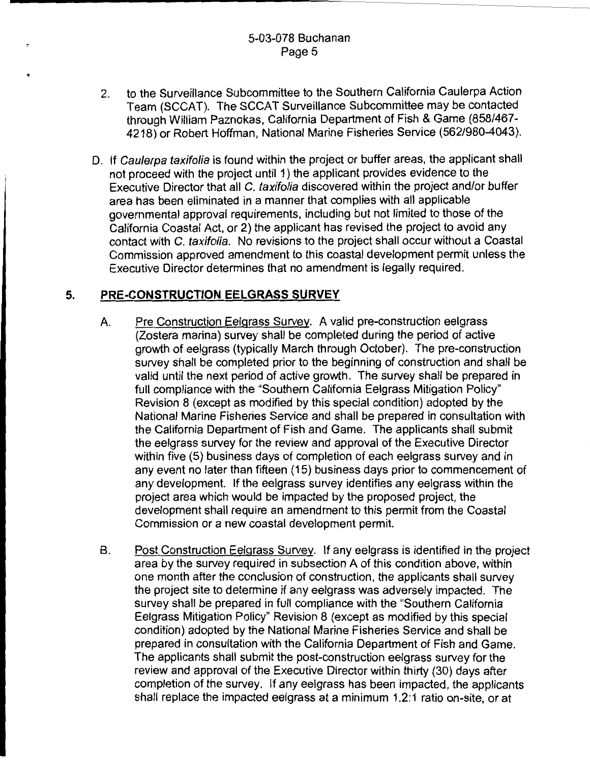2. to the Surveillance Subcommittee to the Southern California Caulerpa Action Team (SCCAT). The SCCAT Surveillance Subcommittee may be contacted through William Paznokas, California Department of Fish & Game (858/467-4218) or Robert Hoffman, National Marine Fisheries Service (562/980-4043).

D. If *Caulerpa taxifolia* is found within the project or buffer areas, the applicant shall not proceed with the project until 1) the applicant provides evidence to the Executive Director that all *C. taxifolia* discovered within the project and/or buffer area has been eliminated in a manner that complies with all applicable governmental approval requirements, including but not limited to those of the California Coastal Act, or 2) the applicant has revised the project to avoid any contact with *C. taxifolia*. No revisions to the project shall occur without a Coastal Commission approved amendment to this coastal development permit unless the Executive Director determines that no amendment is legally required.

## 5. PRE-CONSTRUCTION EELGRASS SURVEY

A. Pre Construction Eelgrass Survey. A valid pre-construction eelgrass (Zostera marina) survey shall be completed during the period of active growth of eelgrass (typically March through October). The pre-construction survey shall be completed prior to the beginning of construction and shall be valid until the next period of active growth. The survey shall be prepared in full compliance with the "Southern California Eelgrass Mitigation Policy" Revision 8 (except as modified by this special condition) adopted by the National Marine Fisheries Service and shall be prepared in consultation with the California Department of Fish and Game. The applicants shall submit the eelgrass survey for the review and approval of the Executive Director within five (5) business days of completion of each eelgrass survey and in any event no later than fifteen (15) business days prior to commencement of any development. If the eelgrass survey identifies any eelgrass within the project area which would be impacted by the proposed project, the development shall require an amendment to this permit from the Coastal Commission or a new coastal development permit.

B. Post Construction Eelgrass Survey. If any eelgrass is identified in the project area by the survey required in subsection A of this condition above, within one month after the conclusion of construction, the applicants shall survey the project site to determine if any eelgrass was adversely impacted. The survey shall be prepared in full compliance with the "Southern California Eelgrass Mitigation Policy" Revision 8 (except as modified by this special condition) adopted by the National Marine Fisheries Service and shall be prepared in consultation with the California Department of Fish and Game. The applicants shall submit the post-construction eelgrass survey for the review and approval of the Executive Director within thirty (30) days after completion of the survey. If any eelgrass has been impacted, the applicants shall replace the impacted eelgrass at a minimum 1.2:1 ratio on-site, or at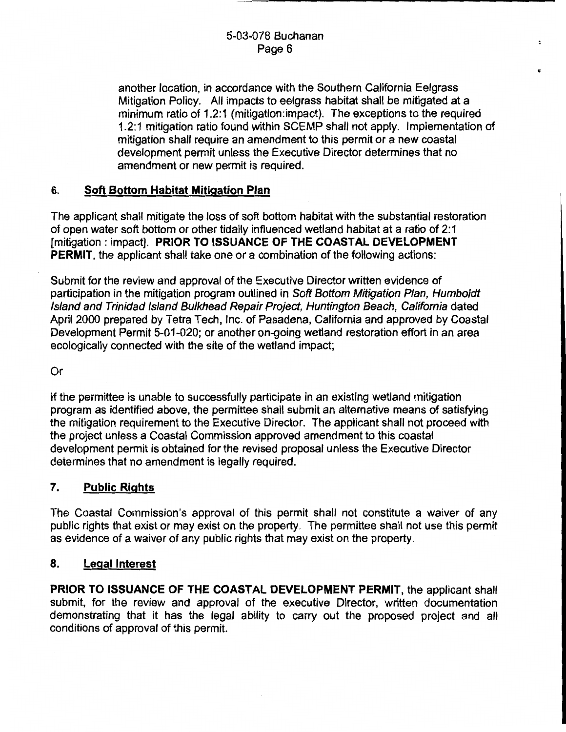another location, in accordance with the Southern California Eelgrass Mitigation Policy. All impacts to eelgrass habitat shall be mitigated at a minimum ratio of 1.2:1 (mitigation:impact). The exceptions to the required 1.2:1 mitigation ratio found within SCEMP shall not apply. Implementation of mitigation shall require an amendment to this permit or a new coastal development permit unless the Executive Director determines that no amendment or new permit is required.

## 6. Soft Bottom Habitat Mitigation Plan

The applicant shall mitigate the loss of soft bottom habitat with the substantial restoration of open water soft bottom or other tidally influenced wetland habitat at a ratio of 2:1 [mitigation : impact]. **PRIOR TO ISSUANCE OF THE COASTAL DEVELOPMENT PERMIT**, the applicant shall take one or a combination of the following actions:

Submit for the review and approval of the Executive Director written evidence of participation in the mitigation program outlined in *Soft Bottom Mitigation Plan, Humboldt Island and Trinidad Island Bulkhead Repair Project, Huntington Beach, California* dated April 2000 prepared by Tetra Tech, Inc. of Pasadena, California and approved by Coastal Development Permit 5-01-020; or another on-going wetland restoration effort in an area ecologically connected with the site of the wetland impact;

Or

If the permittee is unable to successfully participate in an existing wetland mitigation program as identified above, the permittee shall submit an alternative means of satisfying the mitigation requirement to the Executive Director. The applicant shall not proceed with the project unless a Coastal Commission approved amendment to this coastal development permit is obtained for the revised proposal unless the Executive Director determines that no amendment is legally required.

## 7. Public Rights

The Coastal Commission's approval of this permit shall not constitute a waiver of any public rights that exist or may exist on the property. The permittee shall not use this permit as evidence of a waiver of any public rights that may exist on the property.

## 8. Legal Interest

**PRIOR TO ISSUANCE OF THE COASTAL DEVELOPMENT PERMIT**, the applicant shall submit, for the review and approval of the executive Director, written documentation demonstrating that it has the legal ability to carry out the proposed project and all conditions of approval of this permit.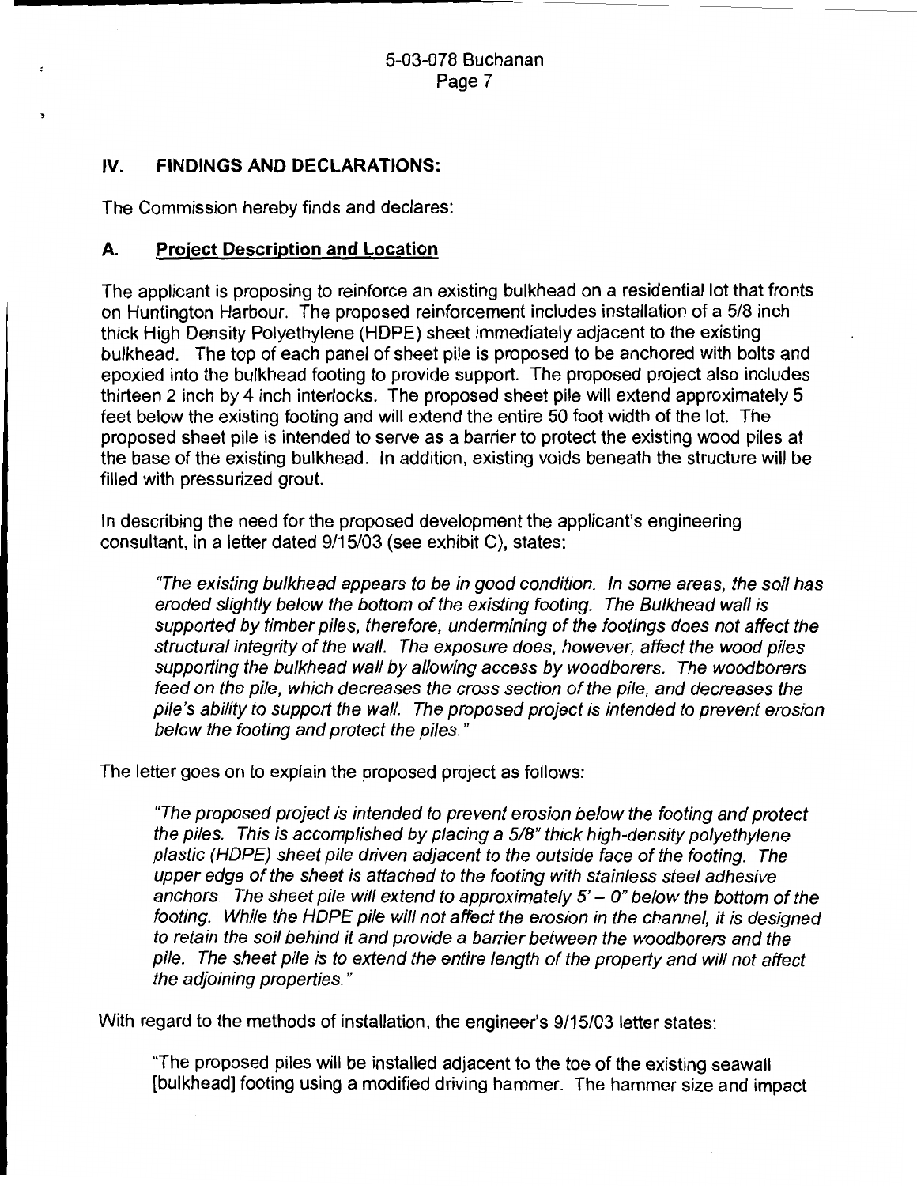## IV. FINDINGS AND DECLARATIONS:

The Commission hereby finds and declares:

### A. Project Description and Location

The applicant is proposing to reinforce an existing bulkhead on a residential lot that fronts on Huntington Harbour. The proposed reinforcement includes installation of a 5/8 inch thick High Density Polyethylene (HDPE) sheet immediately adjacent to the existing bulkhead. The top of each panel of sheet pile is proposed to be anchored with bolts and epoxied into the bulkhead footing to provide support. The proposed project also includes thirteen 2 inch by 4 inch interlocks. The proposed sheet pile will extend approximately 5 feet below the existing footing and will extend the entire 50 foot width of the lot. The proposed sheet pile is intended to serve as a barrier to protect the existing wood piles at the base of the existing bulkhead. In addition, existing voids beneath the structure will be filled with pressurized grout.

In describing the need for the proposed development the applicant's engineering consultant, in a letter dated 9/15/03 (see exhibit C), states:

> *"The existing bulkhead appears to be in good condition. In some areas, the soil has eroded slightly below the bottom of the existing footing. The Bulkhead wall is supported by timber piles, therefore, undermining of the footings does not affect the structural integrity of the wall. The exposure does, however, affect the wood piles supporting the bulkhead wall by allowing access by woodborers. The woodborers feed on the pile, which decreases the cross section of the pile, and decreases the pile's ability to support the wall. The proposed project is intended to prevent erosion below the footing and protect the piles."*

The letter goes on to explain the proposed project as follows:

> *"The proposed project is intended to prevent erosion below the footing and protect the piles. This is accomplished by placing a 5/8" thick high-density polyethylene plastic (HDPE) sheet pile driven adjacent to the outside face of the footing. The upper edge of the sheet is attached to the footing with stainless steel adhesive anchors. The sheet pile will extend to approximately 5' – 0" below the bottom of the footing. While the HDPE pile will not affect the erosion in the channel, it is designed to retain the soil behind it and provide a barrier between the woodborers and the pile. The sheet pile is to extend the entire length of the property and will not affect the adjoining properties."*

With regard to the methods of installation, the engineer's 9/15/03 letter states:

> "The proposed piles will be installed adjacent to the toe of the existing seawall [bulkhead] footing using a modified driving hammer. The hammer size and impact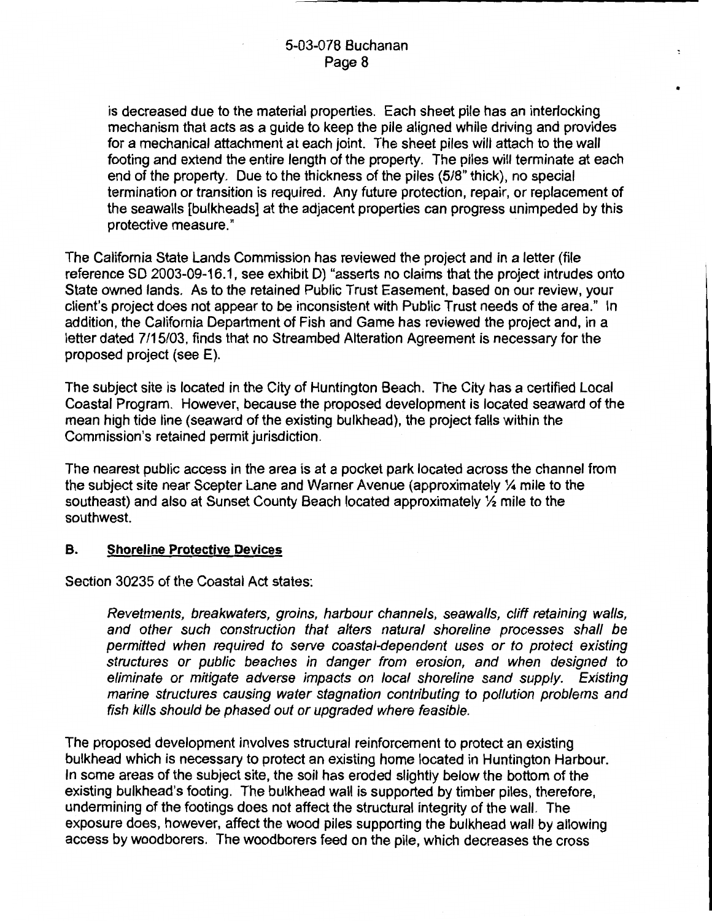is decreased due to the material properties. Each sheet pile has an interlocking mechanism that acts as a guide to keep the pile aligned while driving and provides for a mechanical attachment at each joint. The sheet piles will attach to the wall footing and extend the entire length of the property. The piles will terminate at each end of the property. Due to the thickness of the piles (5/8" thick), no special termination or transition is required. Any future protection, repair, or replacement of the seawalls [bulkheads] at the adjacent properties can progress unimpeded by this protective measure."

The California State Lands Commission has reviewed the project and in a letter (file reference SD 2003-09-16.1, see exhibit D) "asserts no claims that the project intrudes onto State owned lands. As to the retained Public Trust Easement, based on our review, your client's project does not appear to be inconsistent with Public Trust needs of the area." In addition, the California Department of Fish and Game has reviewed the project and, in a letter dated 7/15/03, finds that no Streambed Alteration Agreement is necessary for the proposed project (see E).

The subject site is located in the City of Huntington Beach. The City has a certified Local Coastal Program. However, because the proposed development is located seaward of the mean high tide line (seaward of the existing bulkhead), the project falls within the Commission's retained permit jurisdiction.

The nearest public access in the area is at a pocket park located across the channel from the subject site near Scepter Lane and Warner Avenue (approximately ¼ mile to the southeast) and also at Sunset County Beach located approximately ½ mile to the southwest.

## B. Shoreline Protective Devices

Section 30235 of the Coastal Act states:

> *Revetments, breakwaters, groins, harbour channels, seawalls, cliff retaining walls, and other such construction that alters natural shoreline processes shall be permitted when required to serve coastal-dependent uses or to protect existing structures or public beaches in danger from erosion, and when designed to eliminate or mitigate adverse impacts on local shoreline sand supply. Existing marine structures causing water stagnation contributing to pollution problems and fish kills should be phased out or upgraded where feasible.*

The proposed development involves structural reinforcement to protect an existing bulkhead which is necessary to protect an existing home located in Huntington Harbour. In some areas of the subject site, the soil has eroded slightly below the bottom of the existing bulkhead's footing. The bulkhead wall is supported by timber piles, therefore, undermining of the footings does not affect the structural integrity of the wall. The exposure does, however, affect the wood piles supporting the bulkhead wall by allowing access by woodborers. The woodborers feed on the pile, which decreases the cross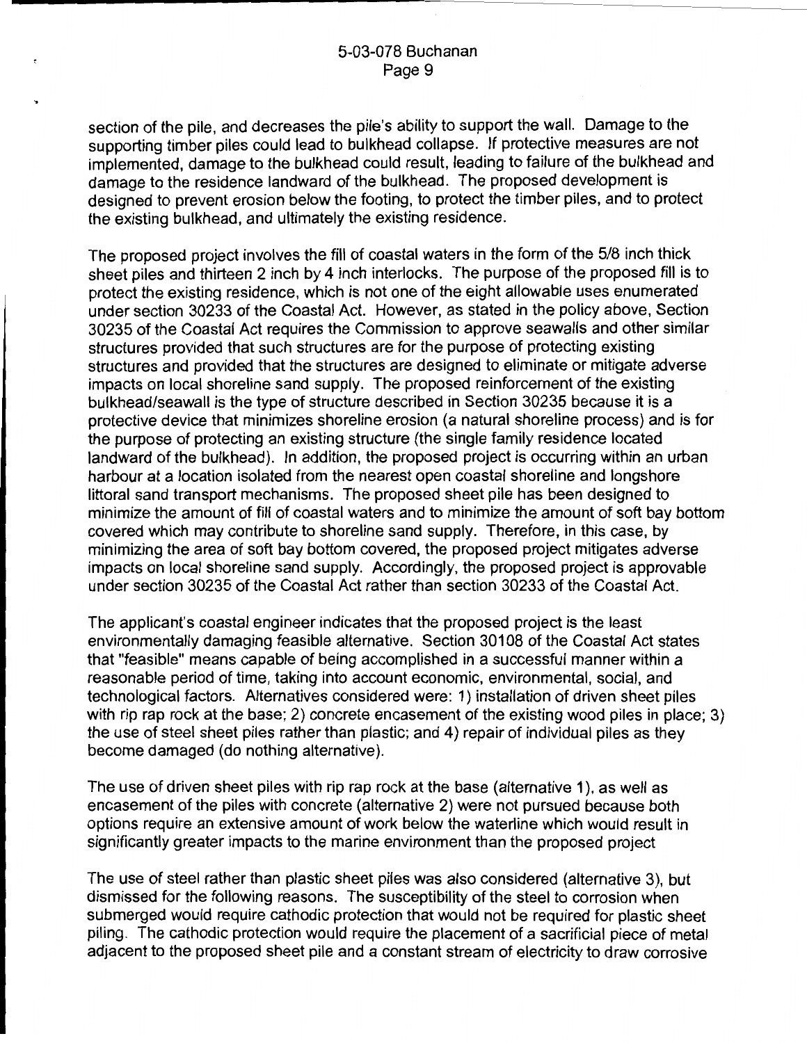section of the pile, and decreases the pile's ability to support the wall. Damage to the supporting timber piles could lead to bulkhead collapse. If protective measures are not implemented, damage to the bulkhead could result, leading to failure of the bulkhead and damage to the residence landward of the bulkhead. The proposed development is designed to prevent erosion below the footing, to protect the timber piles, and to protect the existing bulkhead, and ultimately the existing residence.

The proposed project involves the fill of coastal waters in the form of the 5/8 inch thick sheet piles and thirteen 2 inch by 4 inch interlocks. The purpose of the proposed fill is to protect the existing residence, which is not one of the eight allowable uses enumerated under section 30233 of the Coastal Act. However, as stated in the policy above, Section 30235 of the Coastal Act requires the Commission to approve seawalls and other similar structures provided that such structures are for the purpose of protecting existing structures and provided that the structures are designed to eliminate or mitigate adverse impacts on local shoreline sand supply. The proposed reinforcement of the existing bulkhead/seawall is the type of structure described in Section 30235 because it is a protective device that minimizes shoreline erosion (a natural shoreline process) and is for the purpose of protecting an existing structure (the single family residence located landward of the bulkhead). In addition, the proposed project is occurring within an urban harbour at a location isolated from the nearest open coastal shoreline and longshore littoral sand transport mechanisms. The proposed sheet pile has been designed to minimize the amount of fill of coastal waters and to minimize the amount of soft bay bottom covered which may contribute to shoreline sand supply. Therefore, in this case, by minimizing the area of soft bay bottom covered, the proposed project mitigates adverse impacts on local shoreline sand supply. Accordingly, the proposed project is approvable under section 30235 of the Coastal Act rather than section 30233 of the Coastal Act.

The applicant's coastal engineer indicates that the proposed project is the least environmentally damaging feasible alternative. Section 30108 of the Coastal Act states that "feasible" means capable of being accomplished in a successful manner within a reasonable period of time, taking into account economic, environmental, social, and technological factors. Alternatives considered were: 1) installation of driven sheet piles with rip rap rock at the base; 2) concrete encasement of the existing wood piles in place; 3) the use of steel sheet piles rather than plastic; and 4) repair of individual piles as they become damaged (do nothing alternative).

The use of driven sheet piles with rip rap rock at the base (alternative 1), as well as encasement of the piles with concrete (alternative 2) were not pursued because both options require an extensive amount of work below the waterline which would result in significantly greater impacts to the marine environment than the proposed project

The use of steel rather than plastic sheet piles was also considered (alternative 3), but dismissed for the following reasons. The susceptibility of the steel to corrosion when submerged would require cathodic protection that would not be required for plastic sheet piling. The cathodic protection would require the placement of a sacrificial piece of metal adjacent to the proposed sheet pile and a constant stream of electricity to draw corrosive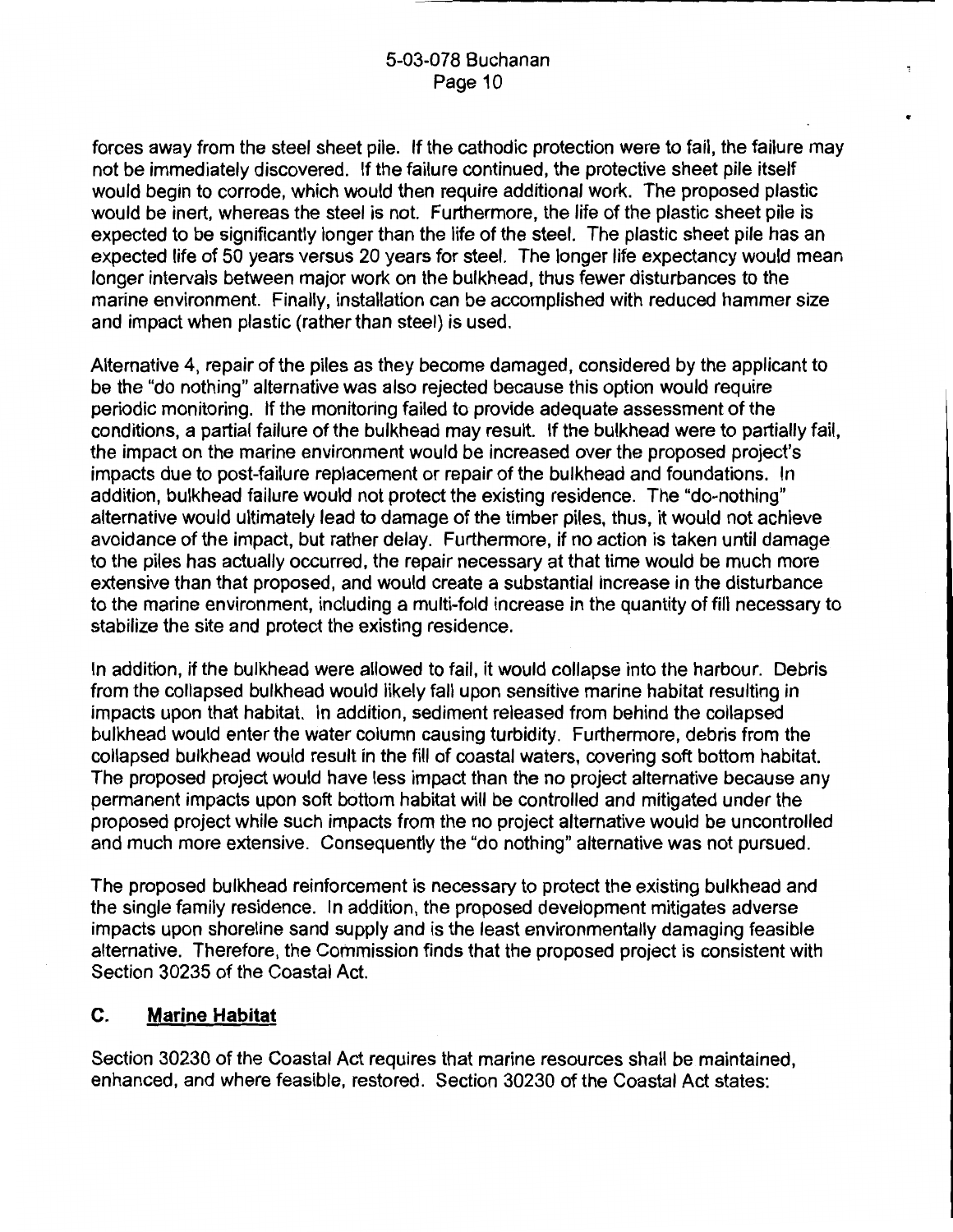forces away from the steel sheet pile. If the cathodic protection were to fail, the failure may not be immediately discovered. If the failure continued, the protective sheet pile itself would begin to corrode, which would then require additional work. The proposed plastic would be inert, whereas the steel is not. Furthermore, the life of the plastic sheet pile is expected to be significantly longer than the life of the steel. The plastic sheet pile has an expected life of 50 years versus 20 years for steel. The longer life expectancy would mean longer intervals between major work on the bulkhead, thus fewer disturbances to the marine environment. Finally, installation can be accomplished with reduced hammer size and impact when plastic (rather than steel) is used.

Alternative 4, repair of the piles as they become damaged, considered by the applicant to be the "do nothing" alternative was also rejected because this option would require periodic monitoring. If the monitoring failed to provide adequate assessment of the conditions, a partial failure of the bulkhead may result. If the bulkhead were to partially fail, the impact on the marine environment would be increased over the proposed project's impacts due to post-failure replacement or repair of the bulkhead and foundations. In addition, bulkhead failure would not protect the existing residence. The "do-nothing" alternative would ultimately lead to damage of the timber piles, thus, it would not achieve avoidance of the impact, but rather delay. Furthermore, if no action is taken until damage to the piles has actually occurred, the repair necessary at that time would be much more extensive than that proposed, and would create a substantial increase in the disturbance to the marine environment, including a multi-fold increase in the quantity of fill necessary to stabilize the site and protect the existing residence.

In addition, if the bulkhead were allowed to fail, it would collapse into the harbour. Debris from the collapsed bulkhead would likely fall upon sensitive marine habitat resulting in impacts upon that habitat. In addition, sediment released from behind the collapsed bulkhead would enter the water column causing turbidity. Furthermore, debris from the collapsed bulkhead would result in the fill of coastal waters, covering soft bottom habitat. The proposed project would have less impact than the no project alternative because any permanent impacts upon soft bottom habitat will be controlled and mitigated under the proposed project while such impacts from the no project alternative would be uncontrolled and much more extensive. Consequently the "do nothing" alternative was not pursued.

The proposed bulkhead reinforcement is necessary to protect the existing bulkhead and the single family residence. In addition, the proposed development mitigates adverse impacts upon shoreline sand supply and is the least environmentally damaging feasible alternative. Therefore, the Commission finds that the proposed project is consistent with Section 30235 of the Coastal Act.

## C. Marine Habitat

Section 30230 of the Coastal Act requires that marine resources shall be maintained, enhanced, and where feasible, restored. Section 30230 of the Coastal Act states: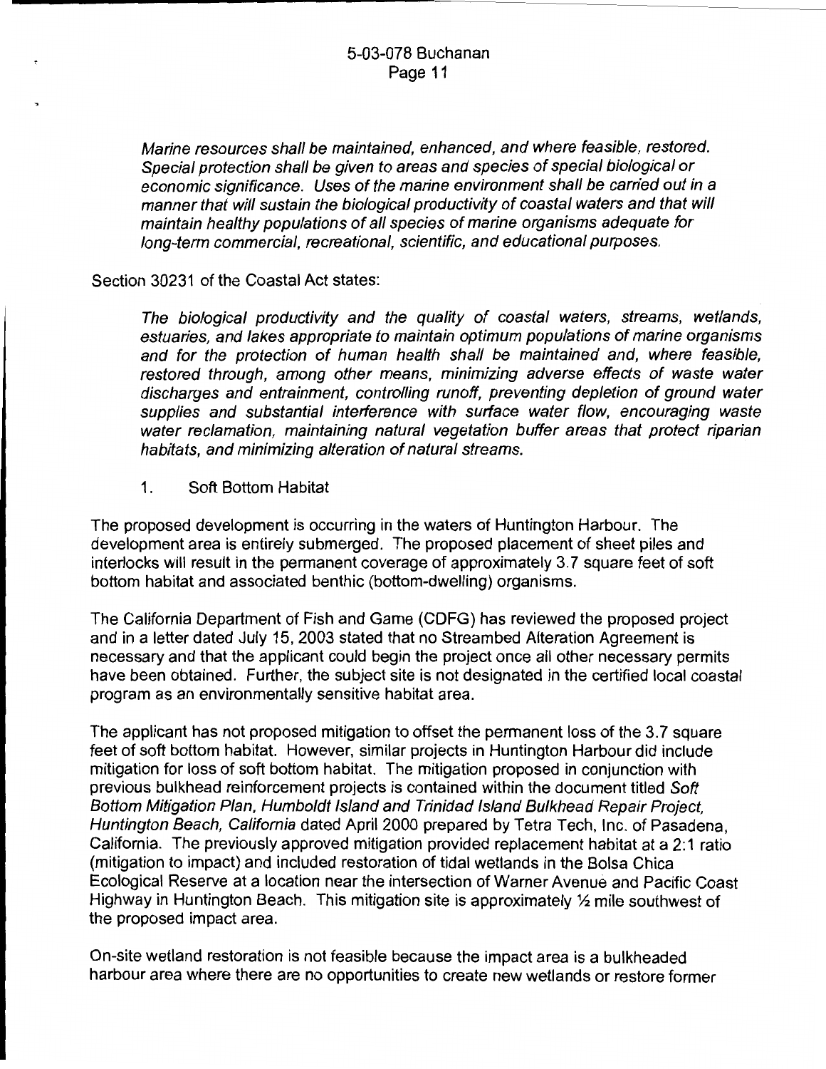> *Marine resources shall be maintained, enhanced, and where feasible, restored. Special protection shall be given to areas and species of special biological or economic significance. Uses of the marine environment shall be carried out in a manner that will sustain the biological productivity of coastal waters and that will maintain healthy populations of all species of marine organisms adequate for long-term commercial, recreational, scientific, and educational purposes.*

Section 30231 of the Coastal Act states:

> *The biological productivity and the quality of coastal waters, streams, wetlands, estuaries, and lakes appropriate to maintain optimum populations of marine organisms and for the protection of human health shall be maintained and, where feasible, restored through, among other means, minimizing adverse effects of waste water discharges and entrainment, controlling runoff, preventing depletion of ground water supplies and substantial interference with surface water flow, encouraging waste water reclamation, maintaining natural vegetation buffer areas that protect riparian habitats, and minimizing alteration of natural streams.*

1. Soft Bottom Habitat

The proposed development is occurring in the waters of Huntington Harbour. The development area is entirely submerged. The proposed placement of sheet piles and interlocks will result in the permanent coverage of approximately 3.7 square feet of soft bottom habitat and associated benthic (bottom-dwelling) organisms.

The California Department of Fish and Game (CDFG) has reviewed the proposed project and in a letter dated July 15, 2003 stated that no Streambed Alteration Agreement is necessary and that the applicant could begin the project once all other necessary permits have been obtained. Further, the subject site is not designated in the certified local coastal program as an environmentally sensitive habitat area.

The applicant has not proposed mitigation to offset the permanent loss of the 3.7 square feet of soft bottom habitat. However, similar projects in Huntington Harbour did include mitigation for loss of soft bottom habitat. The mitigation proposed in conjunction with previous bulkhead reinforcement projects is contained within the document titled *Soft Bottom Mitigation Plan, Humboldt Island and Trinidad Island Bulkhead Repair Project, Huntington Beach, California* dated April 2000 prepared by Tetra Tech, Inc. of Pasadena, California. The previously approved mitigation provided replacement habitat at a 2:1 ratio (mitigation to impact) and included restoration of tidal wetlands in the Bolsa Chica Ecological Reserve at a location near the intersection of Warner Avenue and Pacific Coast Highway in Huntington Beach. This mitigation site is approximately ½ mile southwest of the proposed impact area.

On-site wetland restoration is not feasible because the impact area is a bulkheaded harbour area where there are no opportunities to create new wetlands or restore former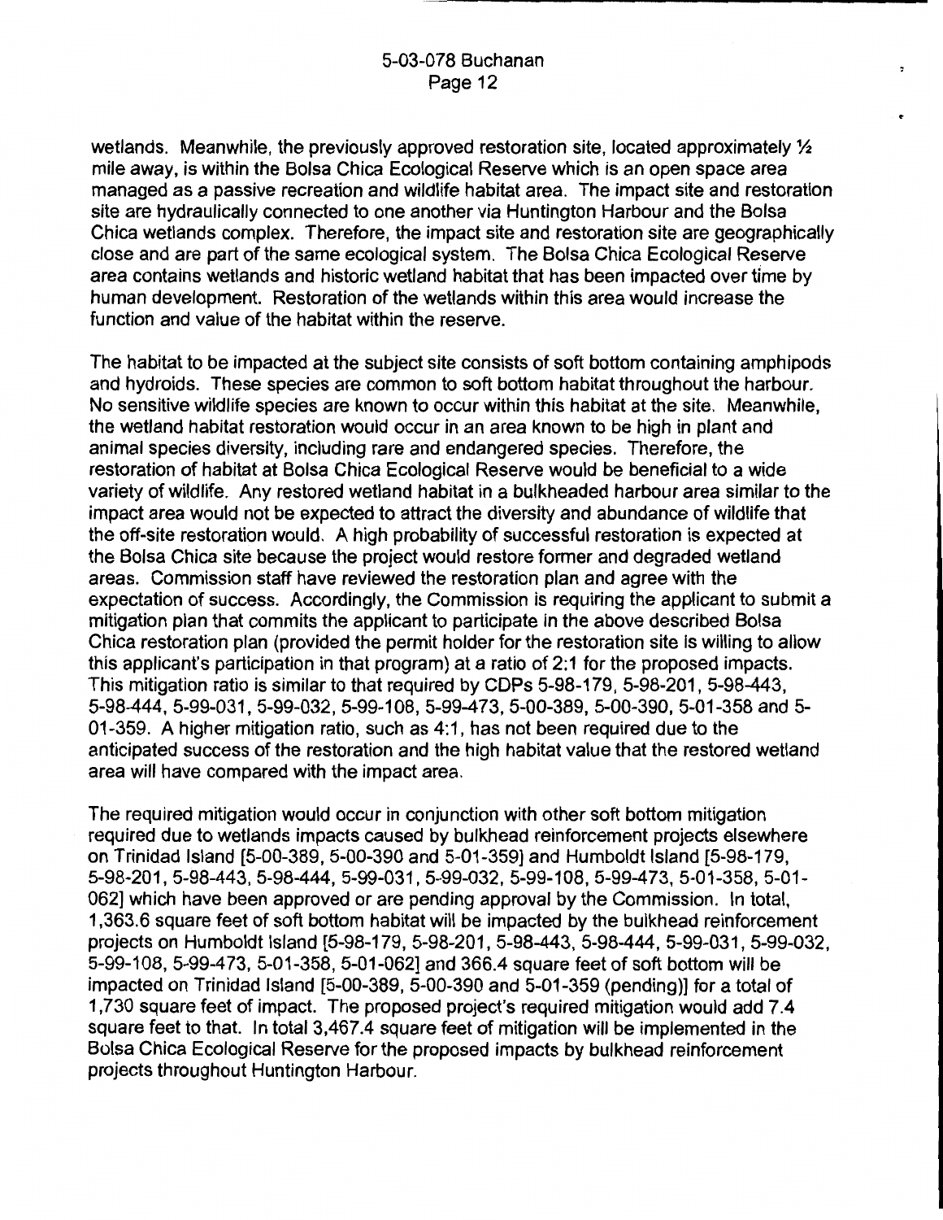wetlands. Meanwhile, the previously approved restoration site, located approximately ½ mile away, is within the Bolsa Chica Ecological Reserve which is an open space area managed as a passive recreation and wildlife habitat area. The impact site and restoration site are hydraulically connected to one another via Huntington Harbour and the Bolsa Chica wetlands complex. Therefore, the impact site and restoration site are geographically close and are part of the same ecological system. The Bolsa Chica Ecological Reserve area contains wetlands and historic wetland habitat that has been impacted over time by human development. Restoration of the wetlands within this area would increase the function and value of the habitat within the reserve.

The habitat to be impacted at the subject site consists of soft bottom containing amphipods and hydroids. These species are common to soft bottom habitat throughout the harbour. No sensitive wildlife species are known to occur within this habitat at the site. Meanwhile, the wetland habitat restoration would occur in an area known to be high in plant and animal species diversity, including rare and endangered species. Therefore, the restoration of habitat at Bolsa Chica Ecological Reserve would be beneficial to a wide variety of wildlife. Any restored wetland habitat in a bulkheaded harbour area similar to the impact area would not be expected to attract the diversity and abundance of wildlife that the off-site restoration would. A high probability of successful restoration is expected at the Bolsa Chica site because the project would restore former and degraded wetland areas. Commission staff have reviewed the restoration plan and agree with the expectation of success. Accordingly, the Commission is requiring the applicant to submit a mitigation plan that commits the applicant to participate in the above described Bolsa Chica restoration plan (provided the permit holder for the restoration site is willing to allow this applicant's participation in that program) at a ratio of 2:1 for the proposed impacts. This mitigation ratio is similar to that required by CDPs 5-98-179, 5-98-201, 5-98-443, 5-98-444, 5-99-031, 5-99-032, 5-99-108, 5-99-473, 5-00-389, 5-00-390, 5-01-358 and 5-01-359. A higher mitigation ratio, such as 4:1, has not been required due to the anticipated success of the restoration and the high habitat value that the restored wetland area will have compared with the impact area.

The required mitigation would occur in conjunction with other soft bottom mitigation required due to wetlands impacts caused by bulkhead reinforcement projects elsewhere on Trinidad Island [5-00-389, 5-00-390 and 5-01-359] and Humboldt Island [5-98-179, 5-98-201, 5-98-443, 5-98-444, 5-99-031, 5-99-032, 5-99-108, 5-99-473, 5-01-358, 5-01-062] which have been approved or are pending approval by the Commission. In total, 1,363.6 square feet of soft bottom habitat will be impacted by the bulkhead reinforcement projects on Humboldt Island [5-98-179, 5-98-201, 5-98-443, 5-98-444, 5-99-031, 5-99-032, 5-99-108, 5-99-473, 5-01-358, 5-01-062] and 366.4 square feet of soft bottom will be impacted on Trinidad Island [5-00-389, 5-00-390 and 5-01-359 (pending)] for a total of 1,730 square feet of impact. The proposed project's required mitigation would add 7.4 square feet to that. In total 3,467.4 square feet of mitigation will be implemented in the Bolsa Chica Ecological Reserve for the proposed impacts by bulkhead reinforcement projects throughout Huntington Harbour.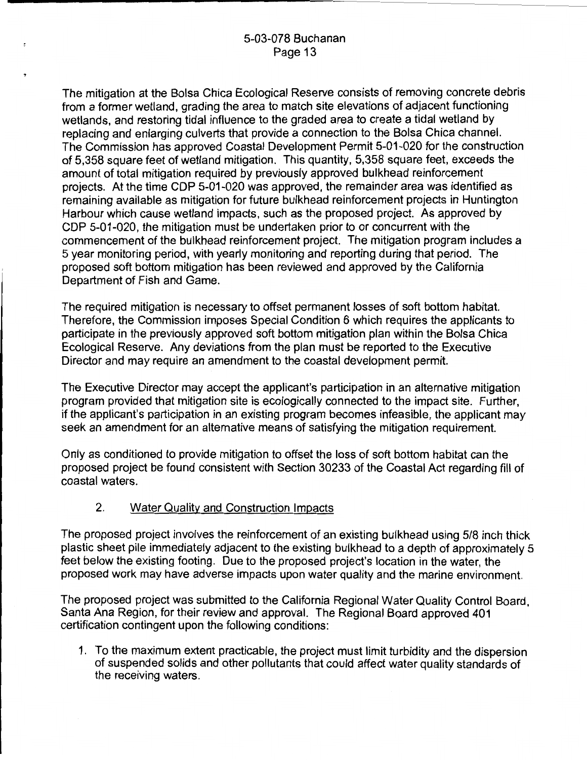The mitigation at the Bolsa Chica Ecological Reserve consists of removing concrete debris from a former wetland, grading the area to match site elevations of adjacent functioning wetlands, and restoring tidal influence to the graded area to create a tidal wetland by replacing and enlarging culverts that provide a connection to the Bolsa Chica channel. The Commission has approved Coastal Development Permit 5-01-020 for the construction of 5,358 square feet of wetland mitigation. This quantity, 5,358 square feet, exceeds the amount of total mitigation required by previously approved bulkhead reinforcement projects. At the time CDP 5-01-020 was approved, the remainder area was identified as remaining available as mitigation for future bulkhead reinforcement projects in Huntington Harbour which cause wetland impacts, such as the proposed project. As approved by CDP 5-01-020, the mitigation must be undertaken prior to or concurrent with the commencement of the bulkhead reinforcement project. The mitigation program includes a 5 year monitoring period, with yearly monitoring and reporting during that period. The proposed soft bottom mitigation has been reviewed and approved by the California Department of Fish and Game.

The required mitigation is necessary to offset permanent losses of soft bottom habitat. Therefore, the Commission imposes Special Condition 6 which requires the applicants to participate in the previously approved soft bottom mitigation plan within the Bolsa Chica Ecological Reserve. Any deviations from the plan must be reported to the Executive Director and may require an amendment to the coastal development permit.

The Executive Director may accept the applicant's participation in an alternative mitigation program provided that mitigation site is ecologically connected to the impact site. Further, if the applicant's participation in an existing program becomes infeasible, the applicant may seek an amendment for an alternative means of satisfying the mitigation requirement.

Only as conditioned to provide mitigation to offset the loss of soft bottom habitat can the proposed project be found consistent with Section 30233 of the Coastal Act regarding fill of coastal waters.

2. Water Quality and Construction Impacts

The proposed project involves the reinforcement of an existing bulkhead using 5/8 inch thick plastic sheet pile immediately adjacent to the existing bulkhead to a depth of approximately 5 feet below the existing footing. Due to the proposed project's location in the water, the proposed work may have adverse impacts upon water quality and the marine environment.

The proposed project was submitted to the California Regional Water Quality Control Board, Santa Ana Region, for their review and approval. The Regional Board approved 401 certification contingent upon the following conditions:

1. To the maximum extent practicable, the project must limit turbidity and the dispersion of suspended solids and other pollutants that could affect water quality standards of the receiving waters.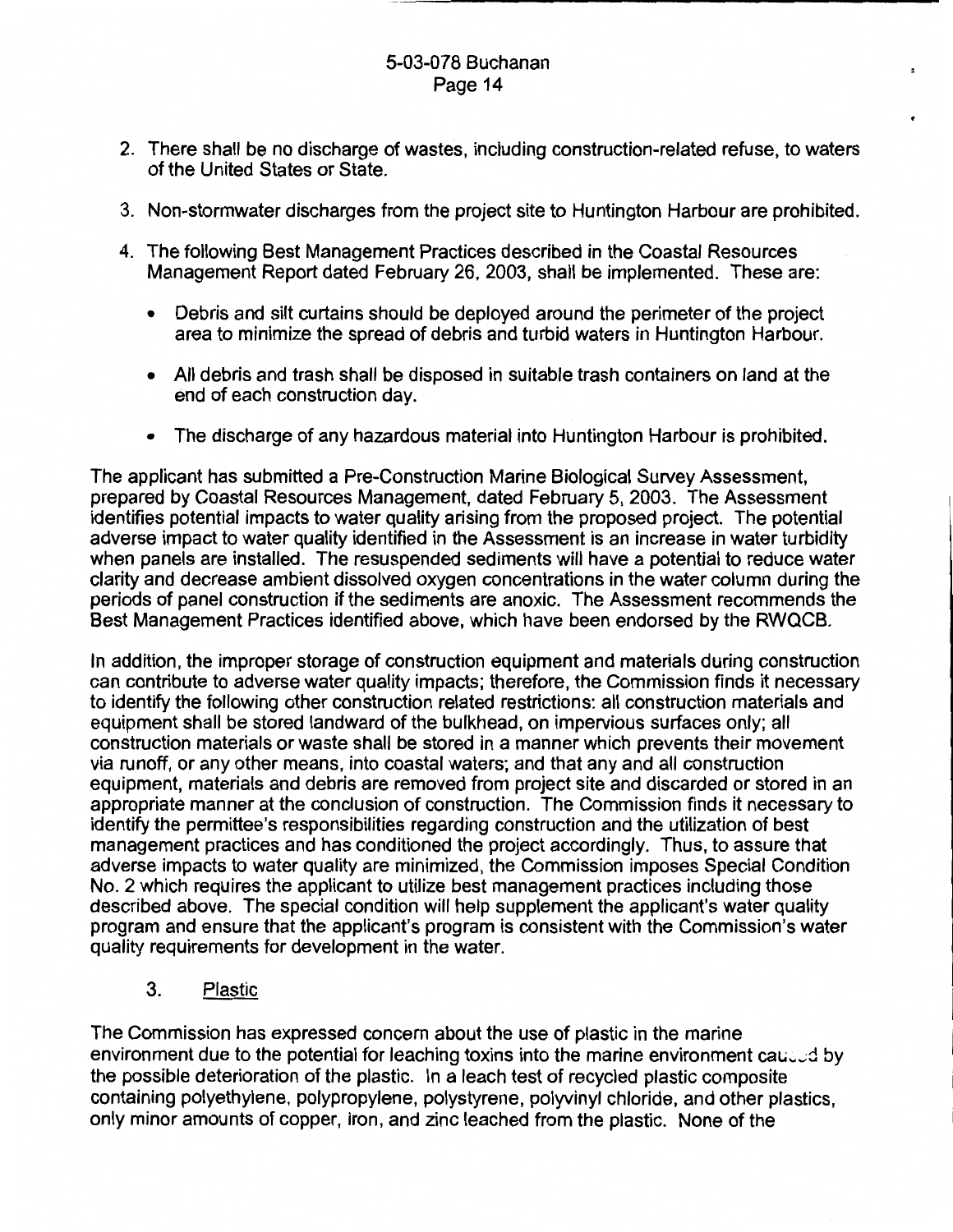2. There shall be no discharge of wastes, including construction-related refuse, to waters of the United States or State.

3. Non-stormwater discharges from the project site to Huntington Harbour are prohibited.

4. The following Best Management Practices described in the Coastal Resources Management Report dated February 26, 2003, shall be implemented. These are:

   - Debris and silt curtains should be deployed around the perimeter of the project area to minimize the spread of debris and turbid waters in Huntington Harbour.
   - All debris and trash shall be disposed in suitable trash containers on land at the end of each construction day.
   - The discharge of any hazardous material into Huntington Harbour is prohibited.

The applicant has submitted a Pre-Construction Marine Biological Survey Assessment, prepared by Coastal Resources Management, dated February 5, 2003. The Assessment identifies potential impacts to water quality arising from the proposed project. The potential adverse impact to water quality identified in the Assessment is an increase in water turbidity when panels are installed. The resuspended sediments will have a potential to reduce water clarity and decrease ambient dissolved oxygen concentrations in the water column during the periods of panel construction if the sediments are anoxic. The Assessment recommends the Best Management Practices identified above, which have been endorsed by the RWQCB.

In addition, the improper storage of construction equipment and materials during construction can contribute to adverse water quality impacts; therefore, the Commission finds it necessary to identify the following other construction related restrictions: all construction materials and equipment shall be stored landward of the bulkhead, on impervious surfaces only; all construction materials or waste shall be stored in a manner which prevents their movement via runoff, or any other means, into coastal waters; and that any and all construction equipment, materials and debris are removed from project site and discarded or stored in an appropriate manner at the conclusion of construction. The Commission finds it necessary to identify the permittee's responsibilities regarding construction and the utilization of best management practices and has conditioned the project accordingly. Thus, to assure that adverse impacts to water quality are minimized, the Commission imposes Special Condition No. 2 which requires the applicant to utilize best management practices including those described above. The special condition will help supplement the applicant's water quality program and ensure that the applicant's program is consistent with the Commission's water quality requirements for development in the water.

### 3. Plastic

The Commission has expressed concern about the use of plastic in the marine environment due to the potential for leaching toxins into the marine environment caused by the possible deterioration of the plastic. In a leach test of recycled plastic composite containing polyethylene, polypropylene, polystyrene, polyvinyl chloride, and other plastics, only minor amounts of copper, iron, and zinc leached from the plastic. None of the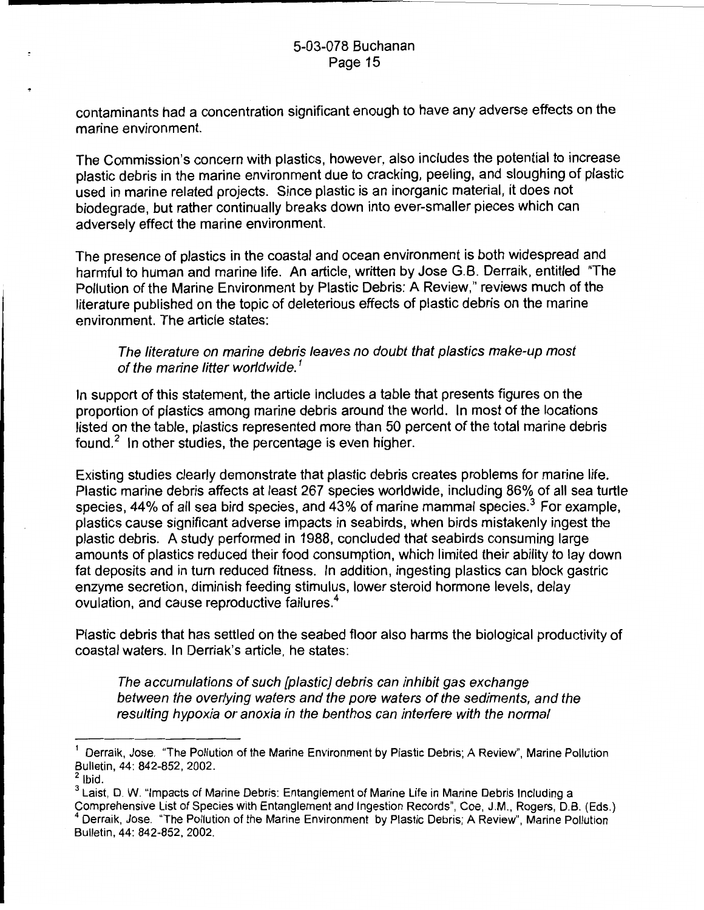contaminants had a concentration significant enough to have any adverse effects on the marine environment.

The Commission's concern with plastics, however, also includes the potential to increase plastic debris in the marine environment due to cracking, peeling, and sloughing of plastic used in marine related projects. Since plastic is an inorganic material, it does not biodegrade, but rather continually breaks down into ever-smaller pieces which can adversely effect the marine environment.

The presence of plastics in the coastal and ocean environment is both widespread and harmful to human and marine life. An article, written by Jose G.B. Derraik, entitled "The Pollution of the Marine Environment by Plastic Debris: A Review," reviews much of the literature published on the topic of deleterious effects of plastic debris on the marine environment. The article states:

> *The literature on marine debris leaves no doubt that plastics make-up most of the marine litter worldwide.*[1]

In support of this statement, the article includes a table that presents figures on the proportion of plastics among marine debris around the world. In most of the locations listed on the table, plastics represented more than 50 percent of the total marine debris found.[2] In other studies, the percentage is even higher.

Existing studies clearly demonstrate that plastic debris creates problems for marine life. Plastic marine debris affects at least 267 species worldwide, including 86% of all sea turtle species, 44% of all sea bird species, and 43% of marine mammal species.[3] For example, plastics cause significant adverse impacts in seabirds, when birds mistakenly ingest the plastic debris. A study performed in 1988, concluded that seabirds consuming large amounts of plastics reduced their food consumption, which limited their ability to lay down fat deposits and in turn reduced fitness. In addition, ingesting plastics can block gastric enzyme secretion, diminish feeding stimulus, lower steroid hormone levels, delay ovulation, and cause reproductive failures.[4]

Plastic debris that has settled on the seabed floor also harms the biological productivity of coastal waters. In Derriak's article, he states:

> *The accumulations of such [plastic] debris can inhibit gas exchange between the overlying waters and the pore waters of the sediments, and the resulting hypoxia or anoxia in the benthos can interfere with the normal*

---

[1] Derraik, Jose. "The Pollution of the Marine Environment by Plastic Debris; A Review", Marine Pollution Bulletin, 44: 842-852, 2002.

[2] Ibid.

[3] Laist, D. W. "Impacts of Marine Debris: Entanglement of Marine Life in Marine Debris Including a Comprehensive List of Species with Entanglement and Ingestion Records", Coe, J.M., Rogers, D.B. (Eds.)

[4] Derraik, Jose. "The Pollution of the Marine Environment by Plastic Debris; A Review", Marine Pollution Bulletin, 44: 842-852, 2002.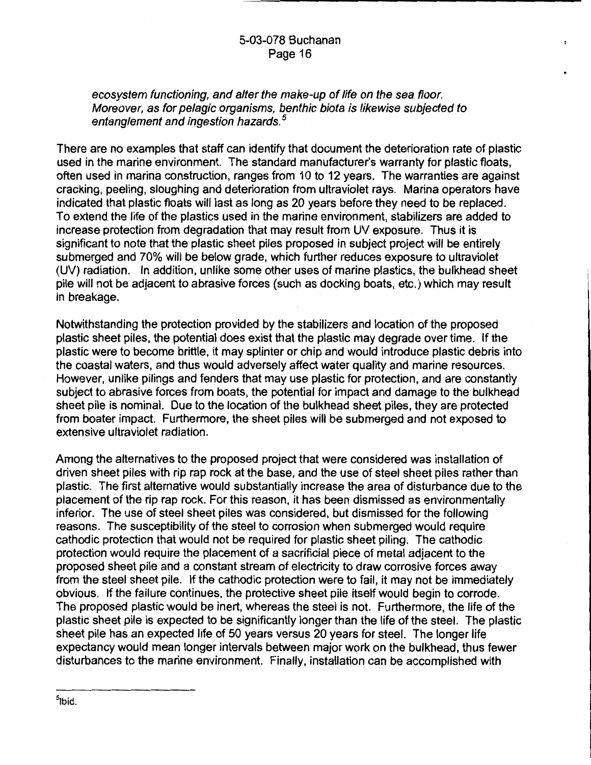*ecosystem functioning, and alter the make-up of life on the sea floor. Moreover, as for pelagic organisms, benthic biota is likewise subjected to entanglement and ingestion hazards.*[5]

There are no examples that staff can identify that document the deterioration rate of plastic used in the marine environment. The standard manufacturer's warranty for plastic floats, often used in marina construction, ranges from 10 to 12 years. The warranties are against cracking, peeling, sloughing and deterioration from ultraviolet rays. Marina operators have indicated that plastic floats will last as long as 20 years before they need to be replaced. To extend the life of the plastics used in the marine environment, stabilizers are added to increase protection from degradation that may result from UV exposure. Thus it is significant to note that the plastic sheet piles proposed in subject project will be entirely submerged and 70% will be below grade, which further reduces exposure to ultraviolet (UV) radiation. In addition, unlike some other uses of marine plastics, the bulkhead sheet pile will not be adjacent to abrasive forces (such as docking boats, etc.) which may result in breakage.

Notwithstanding the protection provided by the stabilizers and location of the proposed plastic sheet piles, the potential does exist that the plastic may degrade over time. If the plastic were to become brittle, it may splinter or chip and would introduce plastic debris into the coastal waters, and thus would adversely affect water quality and marine resources. However, unlike pilings and fenders that may use plastic for protection, and are constantly subject to abrasive forces from boats, the potential for impact and damage to the bulkhead sheet pile is nominal. Due to the location of the bulkhead sheet piles, they are protected from boater impact. Furthermore, the sheet piles will be submerged and not exposed to extensive ultraviolet radiation.

Among the alternatives to the proposed project that were considered was installation of driven sheet piles with rip rap rock at the base, and the use of steel sheet piles rather than plastic. The first alternative would substantially increase the area of disturbance due to the placement of the rip rap rock. For this reason, it has been dismissed as environmentally inferior. The use of steel sheet piles was considered, but dismissed for the following reasons. The susceptibility of the steel to corrosion when submerged would require cathodic protection that would not be required for plastic sheet piling. The cathodic protection would require the placement of a sacrificial piece of metal adjacent to the proposed sheet pile and a constant stream of electricity to draw corrosive forces away from the steel sheet pile. If the cathodic protection were to fail, it may not be immediately obvious. If the failure continues, the protective sheet pile itself would begin to corrode. The proposed plastic would be inert, whereas the steel is not. Furthermore, the life of the plastic sheet pile is expected to be significantly longer than the life of the steel. The plastic sheet pile has an expected life of 50 years versus 20 years for steel. The longer life expectancy would mean longer intervals between major work on the bulkhead, thus fewer disturbances to the marine environment. Finally, installation can be accomplished with

---

[5] Ibid.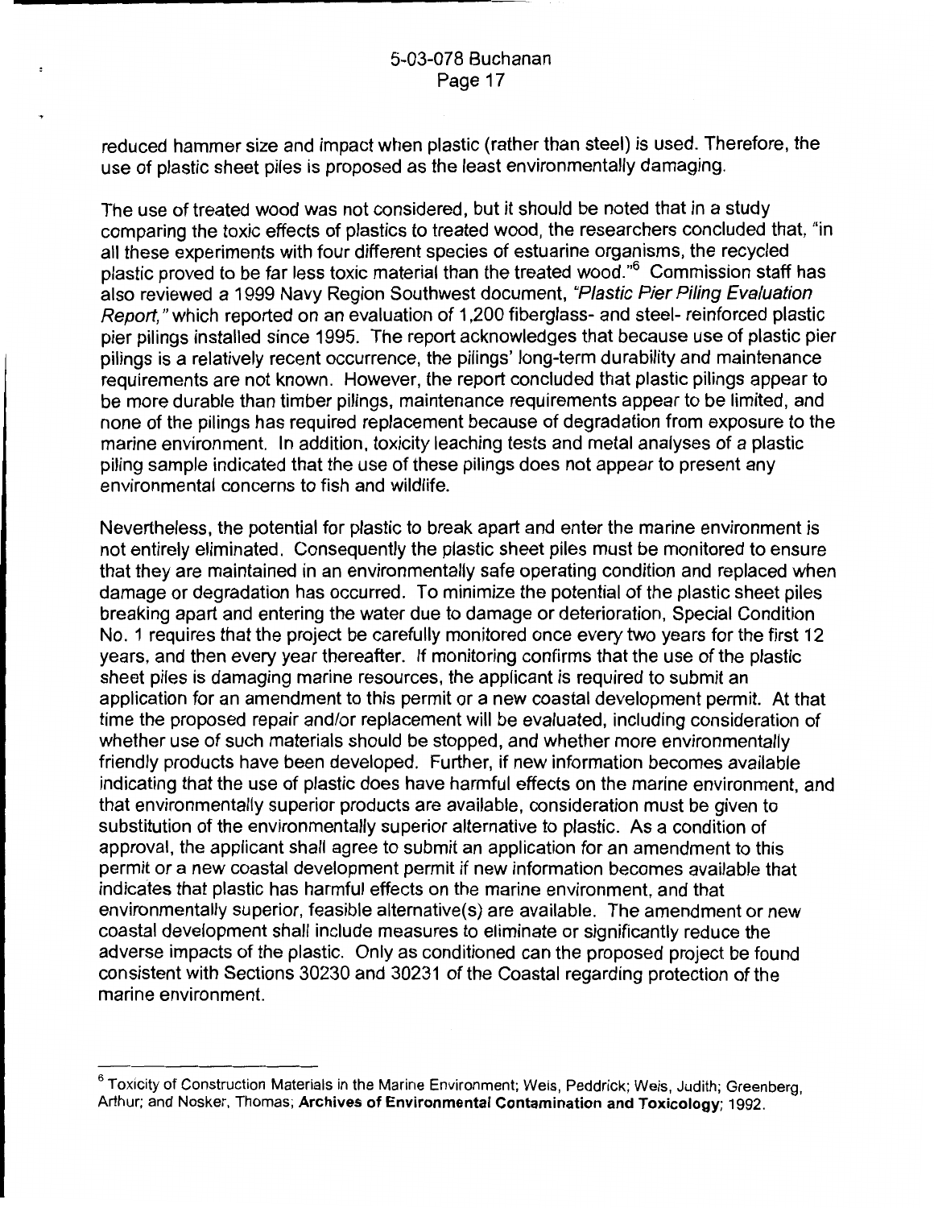reduced hammer size and impact when plastic (rather than steel) is used. Therefore, the use of plastic sheet piles is proposed as the least environmentally damaging.

The use of treated wood was not considered, but it should be noted that in a study comparing the toxic effects of plastics to treated wood, the researchers concluded that, "in all these experiments with four different species of estuarine organisms, the recycled plastic proved to be far less toxic material than the treated wood."[6] Commission staff has also reviewed a 1999 Navy Region Southwest document, *"Plastic Pier Piling Evaluation Report,"* which reported on an evaluation of 1,200 fiberglass- and steel- reinforced plastic pier pilings installed since 1995. The report acknowledges that because use of plastic pier pilings is a relatively recent occurrence, the pilings' long-term durability and maintenance requirements are not known. However, the report concluded that plastic pilings appear to be more durable than timber pilings, maintenance requirements appear to be limited, and none of the pilings has required replacement because of degradation from exposure to the marine environment. In addition, toxicity leaching tests and metal analyses of a plastic piling sample indicated that the use of these pilings does not appear to present any environmental concerns to fish and wildlife.

Nevertheless, the potential for plastic to break apart and enter the marine environment is not entirely eliminated. Consequently the plastic sheet piles must be monitored to ensure that they are maintained in an environmentally safe operating condition and replaced when damage or degradation has occurred. To minimize the potential of the plastic sheet piles breaking apart and entering the water due to damage or deterioration, Special Condition No. 1 requires that the project be carefully monitored once every two years for the first 12 years, and then every year thereafter. If monitoring confirms that the use of the plastic sheet piles is damaging marine resources, the applicant is required to submit an application for an amendment to this permit or a new coastal development permit. At that time the proposed repair and/or replacement will be evaluated, including consideration of whether use of such materials should be stopped, and whether more environmentally friendly products have been developed. Further, if new information becomes available indicating that the use of plastic does have harmful effects on the marine environment, and that environmentally superior products are available, consideration must be given to substitution of the environmentally superior alternative to plastic. As a condition of approval, the applicant shall agree to submit an application for an amendment to this permit or a new coastal development permit if new information becomes available that indicates that plastic has harmful effects on the marine environment, and that environmentally superior, feasible alternative(s) are available. The amendment or new coastal development shall include measures to eliminate or significantly reduce the adverse impacts of the plastic. Only as conditioned can the proposed project be found consistent with Sections 30230 and 30231 of the Coastal regarding protection of the marine environment.

---

[6] Toxicity of Construction Materials in the Marine Environment; Weis, Peddrick; Weis, Judith; Greenberg, Arthur; and Nosker, Thomas; **Archives of Environmental Contamination and Toxicology**; 1992.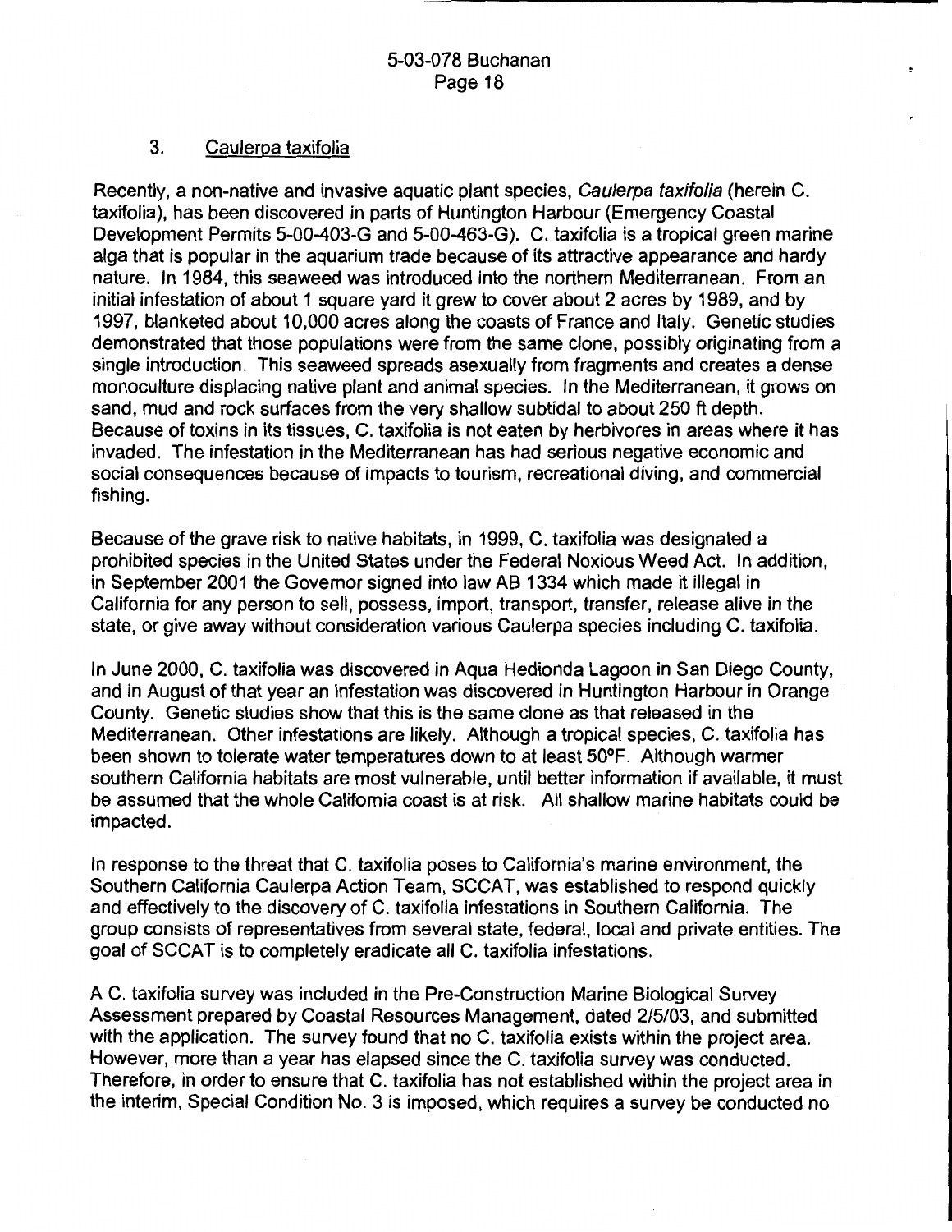### 3. Caulerpa taxifolia

Recently, a non-native and invasive aquatic plant species, *Caulerpa taxifolia* (herein C. taxifolia), has been discovered in parts of Huntington Harbour (Emergency Coastal Development Permits 5-00-403-G and 5-00-463-G). C. taxifolia is a tropical green marine alga that is popular in the aquarium trade because of its attractive appearance and hardy nature. In 1984, this seaweed was introduced into the northern Mediterranean. From an initial infestation of about 1 square yard it grew to cover about 2 acres by 1989, and by 1997, blanketed about 10,000 acres along the coasts of France and Italy. Genetic studies demonstrated that those populations were from the same clone, possibly originating from a single introduction. This seaweed spreads asexually from fragments and creates a dense monoculture displacing native plant and animal species. In the Mediterranean, it grows on sand, mud and rock surfaces from the very shallow subtidal to about 250 ft depth. Because of toxins in its tissues, C. taxifolia is not eaten by herbivores in areas where it has invaded. The infestation in the Mediterranean has had serious negative economic and social consequences because of impacts to tourism, recreational diving, and commercial fishing.

Because of the grave risk to native habitats, in 1999, C. taxifolia was designated a prohibited species in the United States under the Federal Noxious Weed Act. In addition, in September 2001 the Governor signed into law AB 1334 which made it illegal in California for any person to sell, possess, import, transport, transfer, release alive in the state, or give away without consideration various Caulerpa species including C. taxifolia.

In June 2000, C. taxifolia was discovered in Aqua Hedionda Lagoon in San Diego County, and in August of that year an infestation was discovered in Huntington Harbour in Orange County. Genetic studies show that this is the same clone as that released in the Mediterranean. Other infestations are likely. Although a tropical species, C. taxifolia has been shown to tolerate water temperatures down to at least 50ºF. Although warmer southern California habitats are most vulnerable, until better information if available, it must be assumed that the whole California coast is at risk. All shallow marine habitats could be impacted.

In response to the threat that C. taxifolia poses to California's marine environment, the Southern California Caulerpa Action Team, SCCAT, was established to respond quickly and effectively to the discovery of C. taxifolia infestations in Southern California. The group consists of representatives from several state, federal, local and private entities. The goal of SCCAT is to completely eradicate all C. taxifolia infestations.

A C. taxifolia survey was included in the Pre-Construction Marine Biological Survey Assessment prepared by Coastal Resources Management, dated 2/5/03, and submitted with the application. The survey found that no C. taxifolia exists within the project area. However, more than a year has elapsed since the C. taxifolia survey was conducted. Therefore, in order to ensure that C. taxifolia has not established within the project area in the interim, Special Condition No. 3 is imposed, which requires a survey be conducted no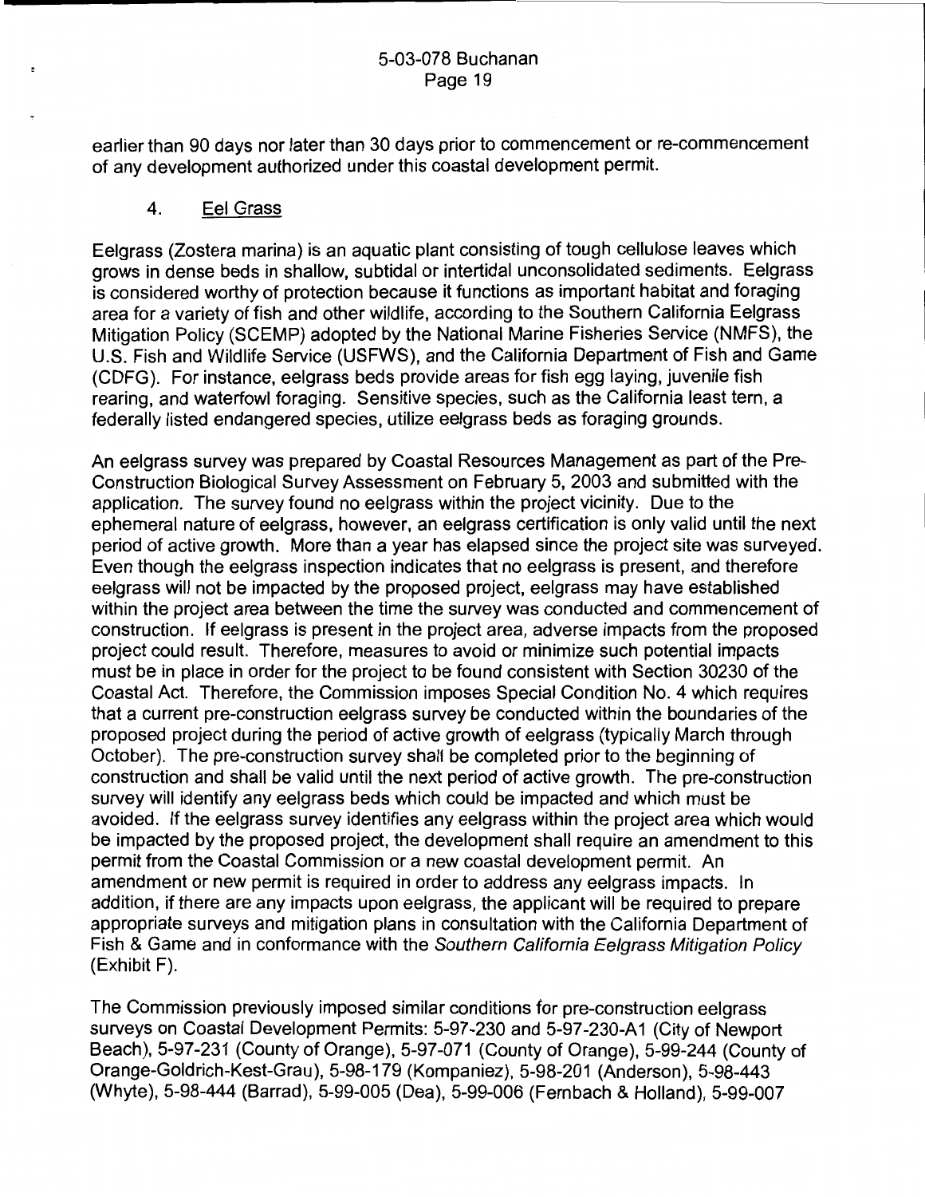earlier than 90 days nor later than 30 days prior to commencement or re-commencement of any development authorized under this coastal development permit.

### 4. Eel Grass

Eelgrass (Zostera marina) is an aquatic plant consisting of tough cellulose leaves which grows in dense beds in shallow, subtidal or intertidal unconsolidated sediments. Eelgrass is considered worthy of protection because it functions as important habitat and foraging area for a variety of fish and other wildlife, according to the Southern California Eelgrass Mitigation Policy (SCEMP) adopted by the National Marine Fisheries Service (NMFS), the U.S. Fish and Wildlife Service (USFWS), and the California Department of Fish and Game (CDFG). For instance, eelgrass beds provide areas for fish egg laying, juvenile fish rearing, and waterfowl foraging. Sensitive species, such as the California least tern, a federally listed endangered species, utilize eelgrass beds as foraging grounds.

An eelgrass survey was prepared by Coastal Resources Management as part of the Pre-Construction Biological Survey Assessment on February 5, 2003 and submitted with the application. The survey found no eelgrass within the project vicinity. Due to the ephemeral nature of eelgrass, however, an eelgrass certification is only valid until the next period of active growth. More than a year has elapsed since the project site was surveyed. Even though the eelgrass inspection indicates that no eelgrass is present, and therefore eelgrass will not be impacted by the proposed project, eelgrass may have established within the project area between the time the survey was conducted and commencement of construction. If eelgrass is present in the project area, adverse impacts from the proposed project could result. Therefore, measures to avoid or minimize such potential impacts must be in place in order for the project to be found consistent with Section 30230 of the Coastal Act. Therefore, the Commission imposes Special Condition No. 4 which requires that a current pre-construction eelgrass survey be conducted within the boundaries of the proposed project during the period of active growth of eelgrass (typically March through October). The pre-construction survey shall be completed prior to the beginning of construction and shall be valid until the next period of active growth. The pre-construction survey will identify any eelgrass beds which could be impacted and which must be avoided. If the eelgrass survey identifies any eelgrass within the project area which would be impacted by the proposed project, the development shall require an amendment to this permit from the Coastal Commission or a new coastal development permit. An amendment or new permit is required in order to address any eelgrass impacts. In addition, if there are any impacts upon eelgrass, the applicant will be required to prepare appropriate surveys and mitigation plans in consultation with the California Department of Fish & Game and in conformance with the *Southern California Eelgrass Mitigation Policy* (Exhibit F).

The Commission previously imposed similar conditions for pre-construction eelgrass surveys on Coastal Development Permits: 5-97-230 and 5-97-230-A1 (City of Newport Beach), 5-97-231 (County of Orange), 5-97-071 (County of Orange), 5-99-244 (County of Orange-Goldrich-Kest-Grau), 5-98-179 (Kompaniez), 5-98-201 (Anderson), 5-98-443 (Whyte), 5-98-444 (Barrad), 5-99-005 (Dea), 5-99-006 (Fernbach & Holland), 5-99-007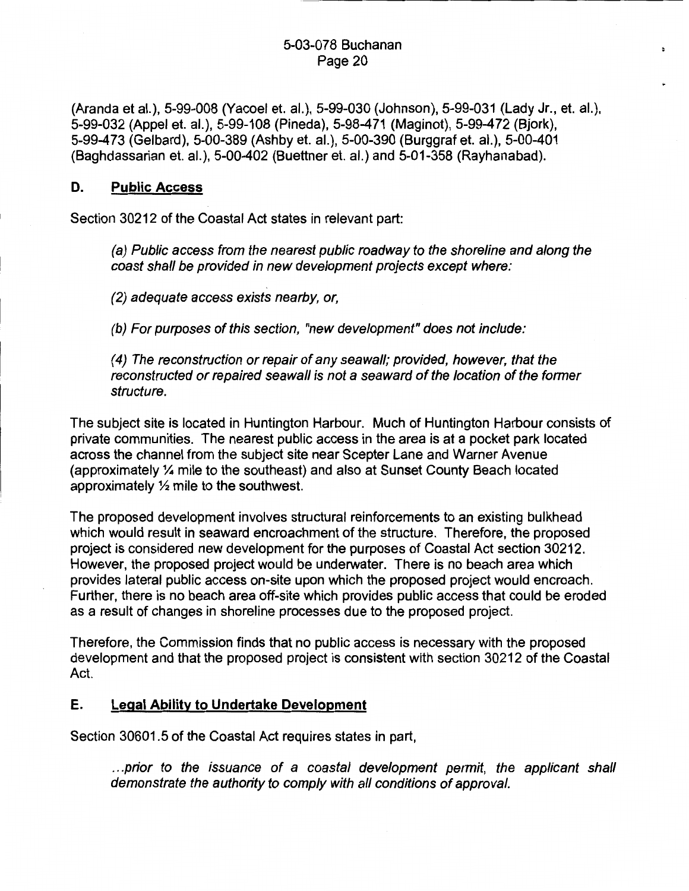(Aranda et al.), 5-99-008 (Yacoel et. al.), 5-99-030 (Johnson), 5-99-031 (Lady Jr., et. al.), 5-99-032 (Appel et. al.), 5-99-108 (Pineda), 5-98-471 (Maginot), 5-99-472 (Bjork), 5-99-473 (Gelbard), 5-00-389 (Ashby et. al.), 5-00-390 (Burggraf et. al.), 5-00-401 (Baghdassarian et. al.), 5-00-402 (Buettner et. al.) and 5-01-358 (Rayhanabad).

## D. Public Access

Section 30212 of the Coastal Act states in relevant part:

> *(a) Public access from the nearest public roadway to the shoreline and along the coast shall be provided in new development projects except where:*
>
> *(2) adequate access exists nearby, or,*
>
> *(b) For purposes of this section, "new development" does not include:*
>
> *(4) The reconstruction or repair of any seawall; provided, however, that the reconstructed or repaired seawall is not a seaward of the location of the former structure.*

The subject site is located in Huntington Harbour. Much of Huntington Harbour consists of private communities. The nearest public access in the area is at a pocket park located across the channel from the subject site near Scepter Lane and Warner Avenue (approximately ¼ mile to the southeast) and also at Sunset County Beach located approximately ½ mile to the southwest.

The proposed development involves structural reinforcements to an existing bulkhead which would result in seaward encroachment of the structure. Therefore, the proposed project is considered new development for the purposes of Coastal Act section 30212. However, the proposed project would be underwater. There is no beach area which provides lateral public access on-site upon which the proposed project would encroach. Further, there is no beach area off-site which provides public access that could be eroded as a result of changes in shoreline processes due to the proposed project.

Therefore, the Commission finds that no public access is necessary with the proposed development and that the proposed project is consistent with section 30212 of the Coastal Act.

## E. Legal Ability to Undertake Development

Section 30601.5 of the Coastal Act requires states in part,

> *...prior to the issuance of a coastal development permit, the applicant shall demonstrate the authority to comply with all conditions of approval.*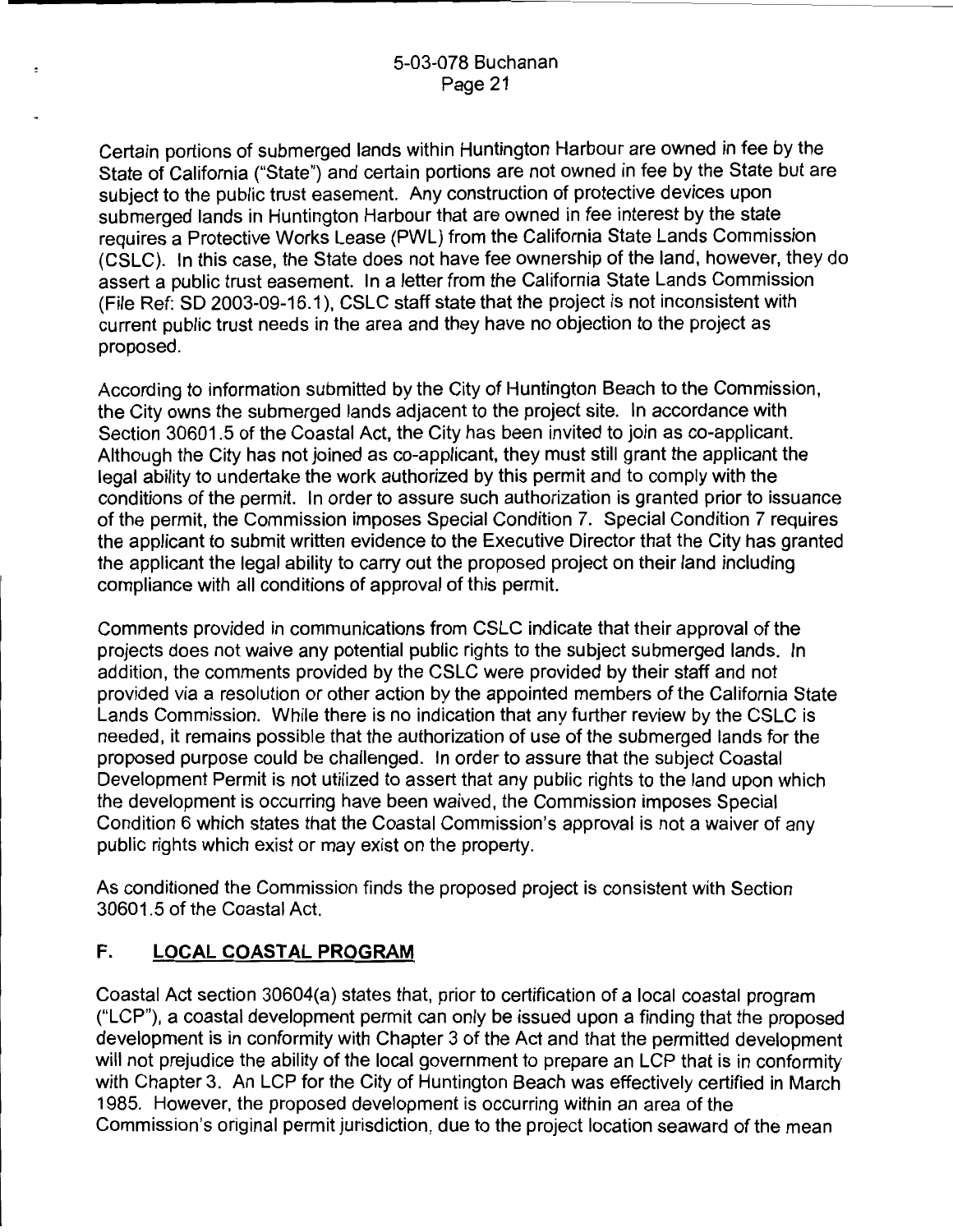Certain portions of submerged lands within Huntington Harbour are owned in fee by the State of California ("State") and certain portions are not owned in fee by the State but are subject to the public trust easement. Any construction of protective devices upon submerged lands in Huntington Harbour that are owned in fee interest by the state requires a Protective Works Lease (PWL) from the California State Lands Commission (CSLC). In this case, the State does not have fee ownership of the land, however, they do assert a public trust easement. In a letter from the California State Lands Commission (File Ref: SD 2003-09-16.1), CSLC staff state that the project is not inconsistent with current public trust needs in the area and they have no objection to the project as proposed.

According to information submitted by the City of Huntington Beach to the Commission, the City owns the submerged lands adjacent to the project site. In accordance with Section 30601.5 of the Coastal Act, the City has been invited to join as co-applicant. Although the City has not joined as co-applicant, they must still grant the applicant the legal ability to undertake the work authorized by this permit and to comply with the conditions of the permit. In order to assure such authorization is granted prior to issuance of the permit, the Commission imposes Special Condition 7. Special Condition 7 requires the applicant to submit written evidence to the Executive Director that the City has granted the applicant the legal ability to carry out the proposed project on their land including compliance with all conditions of approval of this permit.

Comments provided in communications from CSLC indicate that their approval of the projects does not waive any potential public rights to the subject submerged lands. In addition, the comments provided by the CSLC were provided by their staff and not provided via a resolution or other action by the appointed members of the California State Lands Commission. While there is no indication that any further review by the CSLC is needed, it remains possible that the authorization of use of the submerged lands for the proposed purpose could be challenged. In order to assure that the subject Coastal Development Permit is not utilized to assert that any public rights to the land upon which the development is occurring have been waived, the Commission imposes Special Condition 6 which states that the Coastal Commission's approval is not a waiver of any public rights which exist or may exist on the property.

As conditioned the Commission finds the proposed project is consistent with Section 30601.5 of the Coastal Act.

## F. LOCAL COASTAL PROGRAM

Coastal Act section 30604(a) states that, prior to certification of a local coastal program ("LCP"), a coastal development permit can only be issued upon a finding that the proposed development is in conformity with Chapter 3 of the Act and that the permitted development will not prejudice the ability of the local government to prepare an LCP that is in conformity with Chapter 3. An LCP for the City of Huntington Beach was effectively certified in March 1985. However, the proposed development is occurring within an area of the Commission's original permit jurisdiction, due to the project location seaward of the mean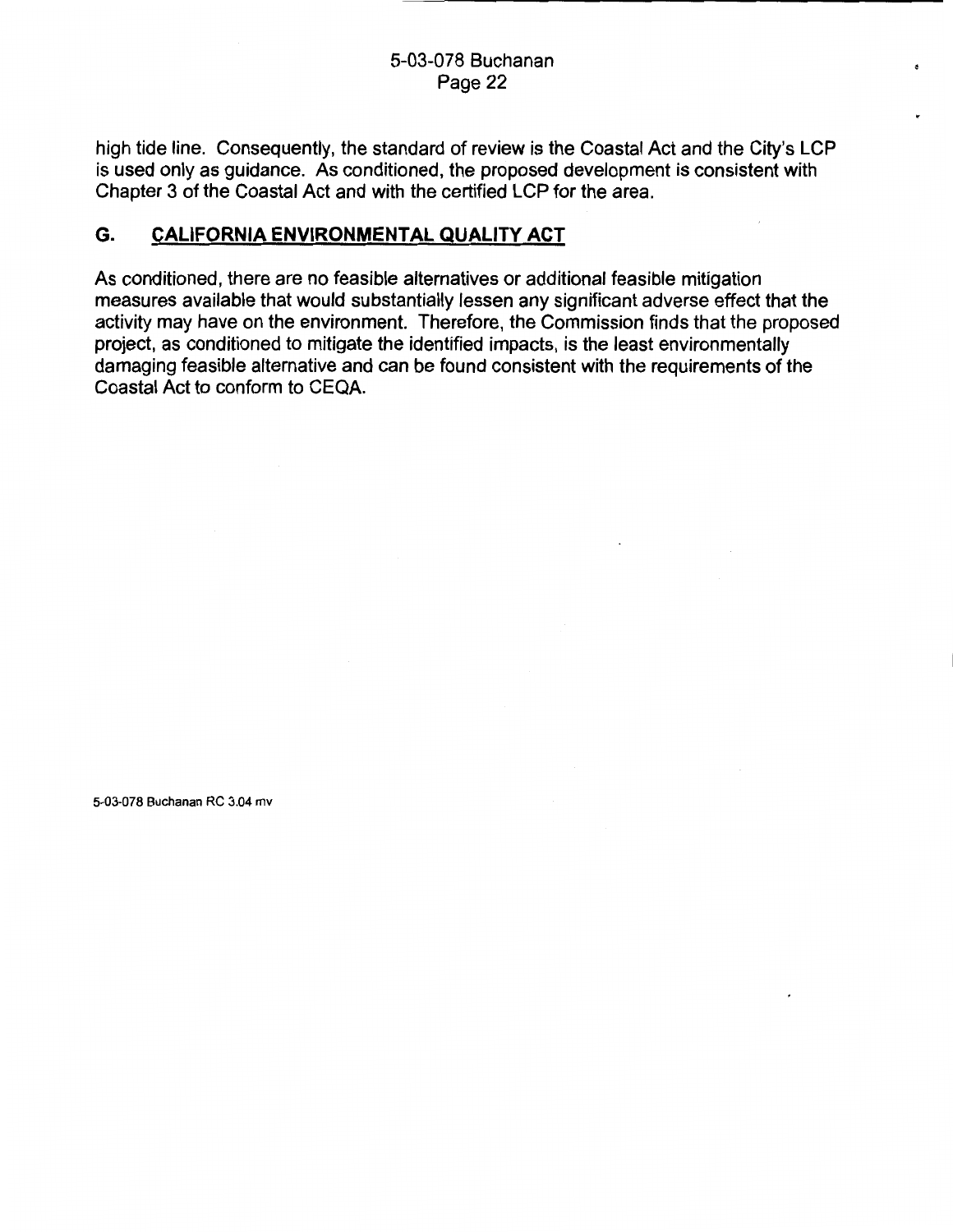high tide line. Consequently, the standard of review is the Coastal Act and the City's LCP is used only as guidance. As conditioned, the proposed development is consistent with Chapter 3 of the Coastal Act and with the certified LCP for the area.

## G. CALIFORNIA ENVIRONMENTAL QUALITY ACT

As conditioned, there are no feasible alternatives or additional feasible mitigation measures available that would substantially lessen any significant adverse effect that the activity may have on the environment. Therefore, the Commission finds that the proposed project, as conditioned to mitigate the identified impacts, is the least environmentally damaging feasible alternative and can be found consistent with the requirements of the Coastal Act to conform to CEQA.

5-03-078 Buchanan RC 3.04 mv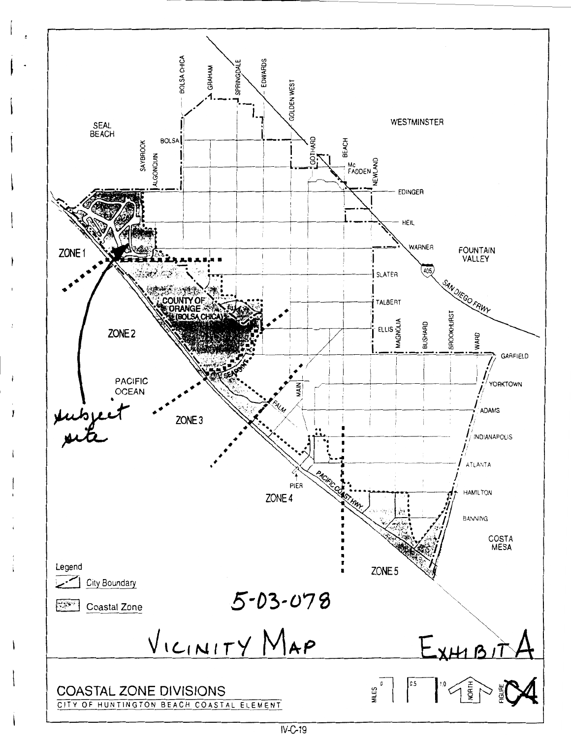5-03-078

VICINITY MAP

EXHIBIT A

SEAL BEACH

WESTMINSTER

FOUNTAIN VALLEY

COSTA MESA

PACIFIC OCEAN

COUNTY OF ORANGE (BOLSA CHICA)

ZONE 1

ZONE 2

ZONE 3

ZONE 4

ZONE 5

subject site

BOLSA CHICA, GRAHAM, SPRINGDALE, EDWARDS, GOLDEN WEST, GOTHARD, BEACH, NEWLAND, SAYBROOK, ALGONQUIN, BOLSA, Mc FADDEN, EDINGER, HEIL, WARNER, SLATER, TALBERT, ELLIS, MAGNOLIA, BUSHARD, BROOKHURST, WARD, GARFIELD, YORKTOWN, ADAMS, INDIANAPOLIS, ATLANTA, HAMILTON, BANNING, MAIN, PALM, SEAPOINT, PIER, PACIFIC COAST HWY, SAN DIEGO FRWY, 405

Legend

City Boundary

Coastal Zone

## COASTAL ZONE DIVISIONS

CITY OF HUNTINGTON BEACH COASTAL ELEMENT

MILES 0 0.5 1.0

NORTH

FIGURE C4

IV-C-19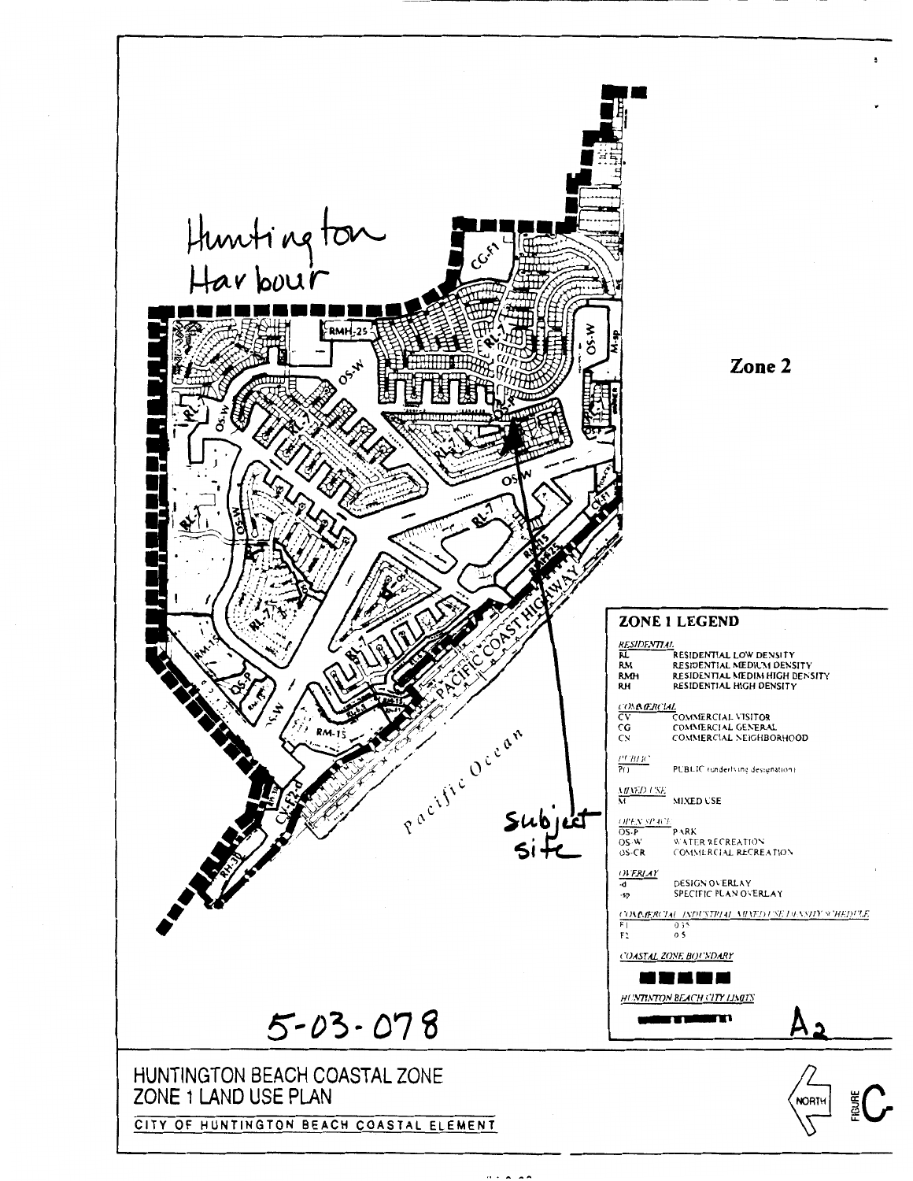Huntington Harbour

Zone 2

Subject site

Pacific Ocean

PACIFIC COAST HIGHWAY

## ZONE 1 LEGEND

*RESIDENTIAL*

| | |
|---|---|
| RL | RESIDENTIAL LOW DENSITY |
| RM | RESIDENTIAL MEDIUM DENSITY |
| RMH | RESIDENTIAL MEDIM HIGH DENSITY |
| RH | RESIDENTIAL HIGH DENSITY |

*COMMERCIAL*

| | |
|---|---|
| CV | COMMERCIAL VISITOR |
| CG | COMMERCIAL GENERAL |
| CN | COMMERCIAL NEIGHBORHOOD |

*PUBLIC*

| | |
|---|---|
| P() | PUBLIC (underlying designation) |

*MIXED USE*

| | |
|---|---|
| M | MIXED USE |

*OPEN SPACE*

| | |
|---|---|
| OS-P | PARK |
| OS-W | WATER RECREATION |
| OS-CR | COMMERCIAL RECREATION |

*OVERLAY*

| | |
|---|---|
| -d | DESIGN OVERLAY |
| -sp | SPECIFIC PLAN OVERLAY |

*COMMERCIAL INDUSTRIAL MIXED USE DENSITY SCHEDULE*

| | |
|---|---|
| F1 | 0.35 |
| F2 | 0.5 |

*COASTAL ZONE BOUNDARY*

*HUNTINGTON BEACH CITY LIMITS*

5-03-078

A2

HUNTINGTON BEACH COASTAL ZONE
ZONE 1 LAND USE PLAN

CITY OF HUNTINGTON BEACH COASTAL ELEMENT

NORTH

FIGURE C-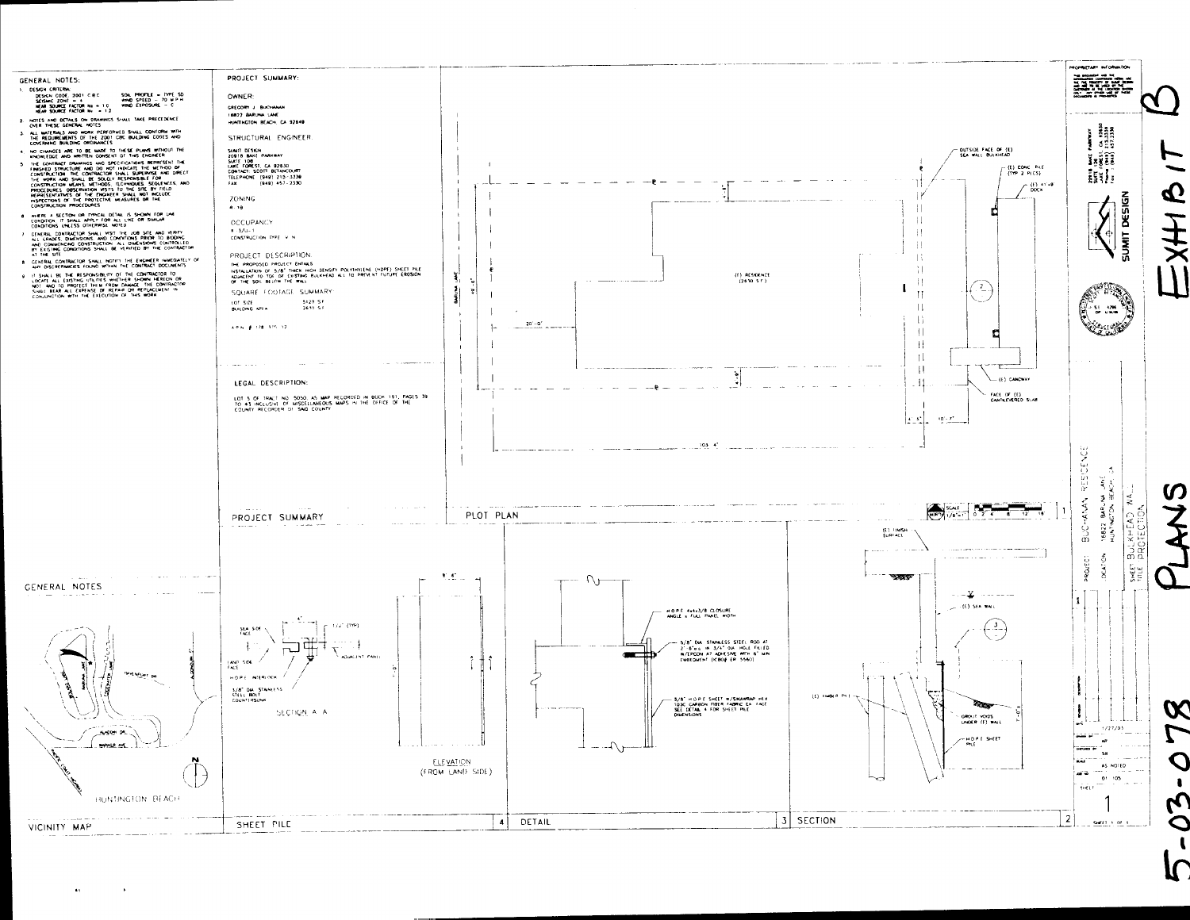# EXHIBIT B

# PLANS

# 5-03-078

## GENERAL NOTES:

1. DESIGN CRITERIA:
   - DESIGN CODE: 2001 CBC
   - SEISMIC ZONE = 4
   - NEAR SOURCE FACTOR Na = 1.0
   - NEAR SOURCE FACTOR Nv = 1.2
   - SOIL PROFILE = TYPE SD
   - WIND SPEED = 70 M.P.H.
   - WIND EXPOSURE = C
2. NOTES AND DETAILS ON DRAWINGS SHALL TAKE PRECEDENCE OVER THESE GENERAL NOTES.
3. ALL MATERIALS AND WORK PERFORMED SHALL CONFORM WITH THE REQUIREMENTS OF THE 2001 CBC BUILDING CODES AND GOVERNING BUILDING ORDINANCES.
4. NO CHANGES ARE TO BE MADE TO THESE PLANS WITHOUT THE KNOWLEDGE AND WRITTEN CONSENT OF THIS ENGINEER.
5. THE CONTRACT DRAWINGS AND SPECIFICATIONS REPRESENT THE FINISHED STRUCTURE AND DO NOT INDICATE THE METHOD OF CONSTRUCTION. THE CONTRACTOR SHALL SUPERVISE AND DIRECT THE WORK AND SHALL BE SOLELY RESPONSIBLE FOR CONSTRUCTION MEANS, METHODS, TECHNIQUES, SEQUENCES, AND PROCEDURES. OBSERVATION VISITS TO THE SITE BY FIELD REPRESENTATIVES OF THE ENGINEER SHALL NOT INCLUDE INSPECTIONS OF THE PROTECTIVE MEASURES OR THE CONSTRUCTION PROCEDURES.
6. WHERE A SECTION OR TYPICAL DETAIL IS SHOWN FOR ONE CONDITION, IT SHALL APPLY FOR ALL LIKE OR SIMILAR CONDITIONS UNLESS OTHERWISE NOTED.
7. GENERAL CONTRACTOR SHALL VISIT THE JOB SITE AND VERIFY ALL GRADES, DIMENSIONS AND CONDITIONS PRIOR TO BIDDING AND COMMENCING CONSTRUCTION. ALL DIMENSIONS CONTROLLED BY EXISTING CONDITIONS SHALL BE VERIFIED BY THE CONTRACTOR AT THE SITE.
8. GENERAL CONTRACTOR SHALL NOTIFY THE ENGINEER IMMEDIATELY OF ANY DISCREPANCIES FOUND WITHIN THE CONTRACT DOCUMENTS.
9. IT SHALL BE THE RESPONSIBILITY OF THE CONTRACTOR TO LOCATE ALL EXISTING UTILITIES WHETHER SHOWN HEREON OR NOT, AND TO PROTECT THEM FROM DAMAGE. THE CONTRACTOR SHALL BEAR ALL EXPENSE OF REPAIR OR REPLACEMENT IN CONJUNCTION WITH THE EXECUTION OF THIS WORK.

GENERAL NOTES

## PROJECT SUMMARY:

**OWNER:**
GREGORY J. BUCHANAN
16822 BARUNA LANE
HUNTINGTON BEACH, CA 92649

**STRUCTURAL ENGINEER:**
SUMIT DESIGN
20818 BAKE PARKWAY
SUITE 100
LAKE FOREST, CA 92630
CONTACT: SCOTT BETANCOURT
TELEPHONE: (949) 215-3330
FAX: (949) 457-2330

**ZONING:**
R-1B

**OCCUPANCY:**
R-3/U-1
CONSTRUCTION TYPE: V-N

**PROJECT DESCRIPTION:**
THE PROPOSED PROJECT ENTAILS INSTALLATION OF 5/8" THICK HIGH DENSITY POLYETHYLENE (HDPE) SHEET PILE ADJACENT TO TOE OF EXISTING BULKHEAD ALL TO PREVENT FUTURE EROSION OF THE SOIL BELOW THE WALL.

**SQUARE FOOTAGE SUMMARY:**

| | |
|---|---|
| LOT SIZE | 5120 S.F. |
| BUILDING AREA | 2630 S.F. |

A.P.N. # 178-315-12

**LEGAL DESCRIPTION:**
LOT 5 OF TRACT NO. 5050, AS MAP RECORDED IN BOOK 191, PAGES 39 TO 43 INCLUSIVE OF MISCELLANEOUS MAPS, IN THE OFFICE OF THE COUNTY RECORDER OF SAID COUNTY.

PROJECT SUMMARY

## PLOT PLAN

BARUNA LANE — 48'-0" — 20'-0" — 4'-0" — 103'-4" — 4'-5" — 10'-7"

- OUTSIDE FACE OF (E) SEA WALL BULKHEAD
- (E) CONC. PILE (TYP. 2 PLCS)
- (E) 41'x8' DOCK
- (E) RESIDENCE (2630 S.F.)
- (E) GANGWAY
- FACE OF (E) CANTILEVERED SLAB

PLOT PLAN — SCALE 1/8"=1' — 1

## VICINITY MAP

BARUNA LN — DAVENPORT DR — ALGONQUIN ST — PACIFIC COAST HIGHWAY — HUNTINGTON BEACH

VICINITY MAP

## SHEET PILE

- SEA SIDE FACE
- LAND SIDE FACE
- H.D.P.E. INTERLOCK
- 3/8" DIA. STAINLESS STEEL BOLT COUNTERSUNK
- ADJACENT PANEL
- 4"
- 1/2" (TYP.)

SECTION A-A

ELEVATION (FROM LAND SIDE) — 1'-6" — 7'-0"

SHEET PILE — 4

## DETAIL

- H.D.P.E. 4x4x3/8 CLOSURE ANGLE x FULL PANEL WIDTH
- 5/8" DIA. STAINLESS STEEL ROD AT 2'-6" o.c. IN 3/4" DIA. HOLE FILLED W/EPCON A7 ADHESIVE WITH 6" MIN. EMBEDMENT (ICBO# ER-5560)
- 5/8" H.D.P.E. SHEET w/SIKAWRAP HEX 103C CARBON FIBER FABRIC EA. FACE. SEE DETAIL 4 FOR SHEET PILE DIMENSIONS

DETAIL — 3

## SECTION

- (E) FINISH SURFACE
- (E) SEA WALL
- (E) TIMBER PILE
- GROUT VOIDS UNDER (E) WALL
- H.D.P.E. SHEET PILE
- 7'-0"

SECTION — 2

## TITLE BLOCK

PROPRIETARY INFORMATION

SUMIT DESIGN
20818 BAKE PARKWAY, SUITE 100, LAKE FOREST, CA 92630
Phone: (949) 215-3330
Fax: (949) 457-2330

PROJECT: BUCHANAN RESIDENCE
LOCATION: 16822 BARUNA LANE, HUNTINGTON BEACH, CA
SHEET TITLE: SHEET BULKHEAD WALL PILE PROTECTION

DATE: 1/27/03
DRAWN BY: AP
CHECKED BY: SB
SCALE: AS NOTED
JOB NO.: 01-105
SHEET: 1
SHEET 1 OF 1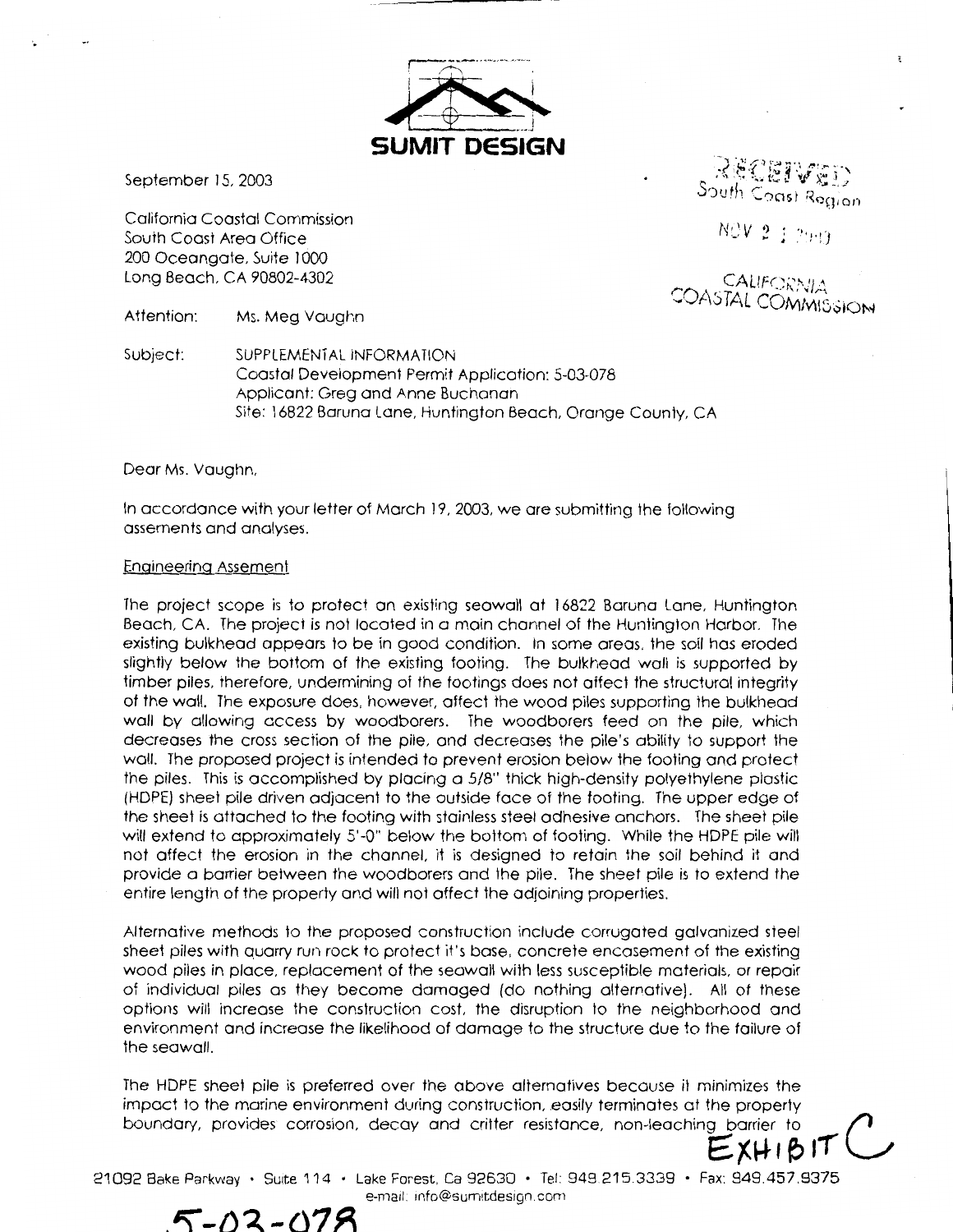**SUMIT DESIGN**

September 15, 2003

RECEIVED
South Coast Region

NOV 2 1 2003

CALIFORNIA
COASTAL COMMISSION

California Coastal Commission
South Coast Area Office
200 Oceangate, Suite 1000
Long Beach, CA 90802-4302

Attention: Ms. Meg Vaughn

Subject: SUPPLEMENTAL INFORMATION
Coastal Development Permit Application: 5-03-078
Applicant: Greg and Anne Buchanan
Site: 16822 Baruna Lane, Huntington Beach, Orange County, CA

Dear Ms. Vaughn,

In accordance with your letter of March 19, 2003, we are submitting the following assements and analyses.

Engineering Assement

The project scope is to protect an existing seawall at 16822 Baruna Lane, Huntington Beach, CA. The project is not located in a main channel of the Huntington Harbor. The existing bulkhead appears to be in good condition. In some areas, the soil has eroded slightly below the bottom of the existing footing. The bulkhead wall is supported by timber piles, therefore, undermining of the footings does not affect the structural integrity of the wall. The exposure does, however, affect the wood piles supporting the bulkhead wall by allowing access by woodborers. The woodborers feed on the pile, which decreases the cross section of the pile, and decreases the pile's ability to support the wall. The proposed project is intended to prevent erosion below the footing and protect the piles. This is accomplished by placing a 5/8" thick high-density polyethylene plastic (HDPE) sheet pile driven adjacent to the outside face of the footing. The upper edge of the sheet is attached to the footing with stainless steel adhesive anchors. The sheet pile will extend to approximately 5'-0" below the bottom of footing. While the HDPE pile will not affect the erosion in the channel, it is designed to retain the soil behind it and provide a barrier between the woodborers and the pile. The sheet pile is to extend the entire length of the property and will not affect the adjoining properties.

Alternative methods to the proposed construction include corrugated galvanized steel sheet piles with quarry run rock to protect it's base, concrete encasement of the existing wood piles in place, replacement of the seawall with less susceptible materials, or repair of individual piles as they become damaged (do nothing alternative). All of these options will increase the construction cost, the disruption to the neighborhood and environment and increase the likelihood of damage to the structure due to the failure of the seawall.

The HDPE sheet pile is preferred over the above alternatives because it minimizes the impact to the marine environment during construction, easily terminates at the property boundary, provides corrosion, decay and critter resistance, non-leaching barrier to

EXHIBIT C

21092 Bake Parkway • Suite 114 • Lake Forest, Ca 92630 • Tel: 949.215.3339 • Fax: 949.457.9375
e-mail: info@sumitdesign.com

5-03-078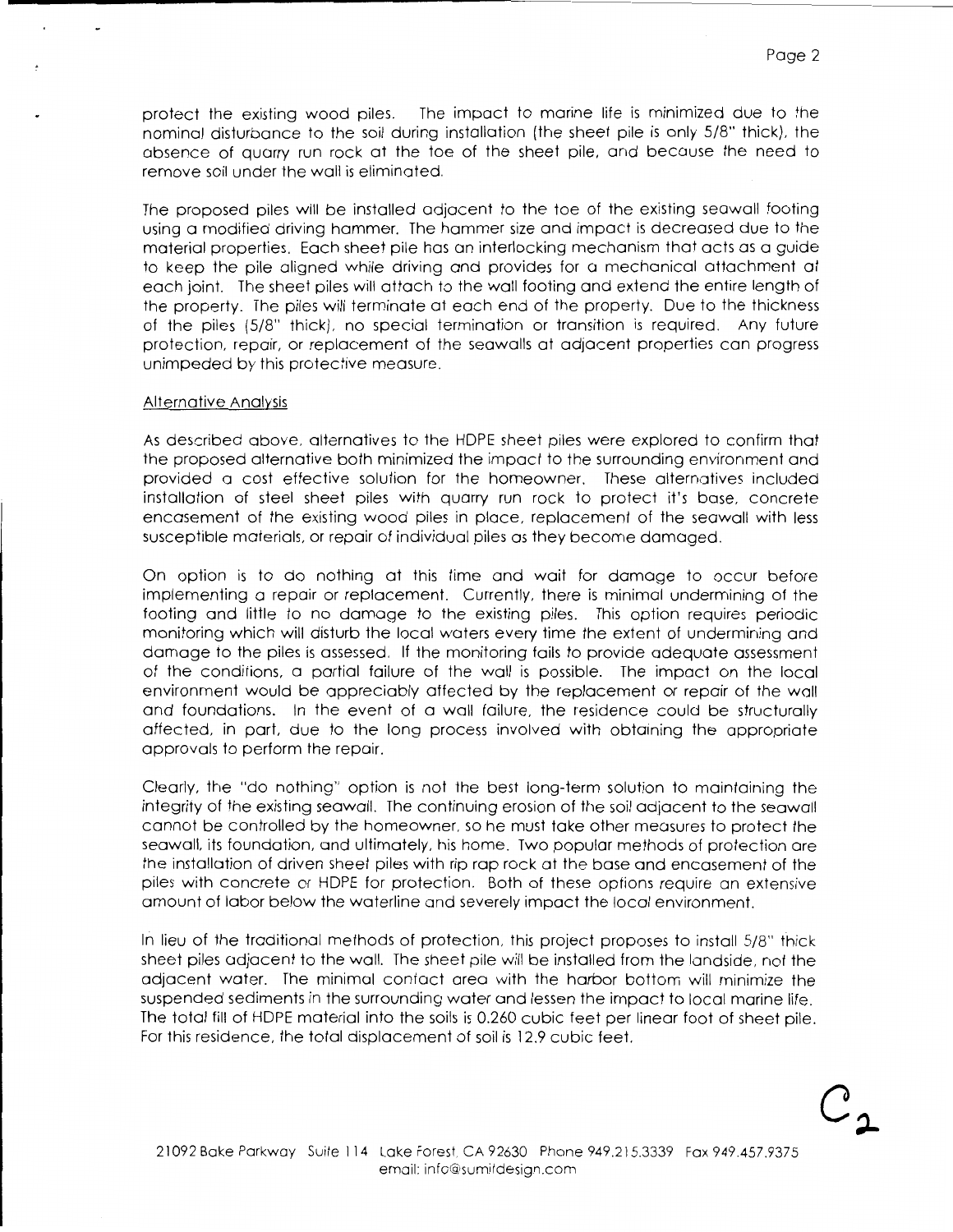protect the existing wood piles. The impact to marine life is minimized due to the nominal disturbance to the soil during installation (the sheet pile is only 5/8" thick), the absence of quarry run rock at the toe of the sheet pile, and because the need to remove soil under the wall is eliminated.

The proposed piles will be installed adjacent to the toe of the existing seawall footing using a modified driving hammer. The hammer size and impact is decreased due to the material properties. Each sheet pile has an interlocking mechanism that acts as a guide to keep the pile aligned while driving and provides for a mechanical attachment at each joint. The sheet piles will attach to the wall footing and extend the entire length of the property. The piles will terminate at each end of the property. Due to the thickness of the piles (5/8" thick), no special termination or transition is required. Any future protection, repair, or replacement of the seawalls at adjacent properties can progress unimpeded by this protective measure.

Alternative Analysis

As described above, alternatives to the HDPE sheet piles were explored to confirm that the proposed alternative both minimized the impact to the surrounding environment and provided a cost effective solution for the homeowner. These alternatives included installation of steel sheet piles with quarry run rock to protect it's base, concrete encasement of the existing wood piles in place, replacement of the seawall with less susceptible materials, or repair of individual piles as they become damaged.

On option is to do nothing at this time and wait for damage to occur before implementing a repair or replacement. Currently, there is minimal undermining of the footing and little to no damage to the existing piles. This option requires periodic monitoring which will disturb the local waters every time the extent of undermining and damage to the piles is assessed. If the monitoring fails to provide adequate assessment of the conditions, a partial failure of the wall is possible. The impact on the local environment would be appreciably affected by the replacement or repair of the wall and foundations. In the event of a wall failure, the residence could be structurally affected, in part, due to the long process involved with obtaining the appropriate approvals to perform the repair.

Clearly, the "do nothing" option is not the best long-term solution to maintaining the integrity of the existing seawall. The continuing erosion of the soil adjacent to the seawall cannot be controlled by the homeowner, so he must take other measures to protect the seawall, its foundation, and ultimately, his home. Two popular methods of protection are the installation of driven sheet piles with rip rap rock at the base and encasement of the piles with concrete or HDPE for protection. Both of these options require an extensive amount of labor below the waterline and severely impact the local environment.

In lieu of the traditional methods of protection, this project proposes to install 5/8" thick sheet piles adjacent to the wall. The sheet pile will be installed from the landside, not the adjacent water. The minimal contact area with the harbor bottom will minimize the suspended sediments in the surrounding water and lessen the impact to local marine life. The total fill of HDPE material into the soils is 0.260 cubic feet per linear foot of sheet pile. For this residence, the total displacement of soil is 12.9 cubic feet.

$C_2$

21092 Bake Parkway Suite 114 Lake Forest, CA 92630 Phone 949.215.3339 Fax 949.457.9375
email: info@sumitdesign.com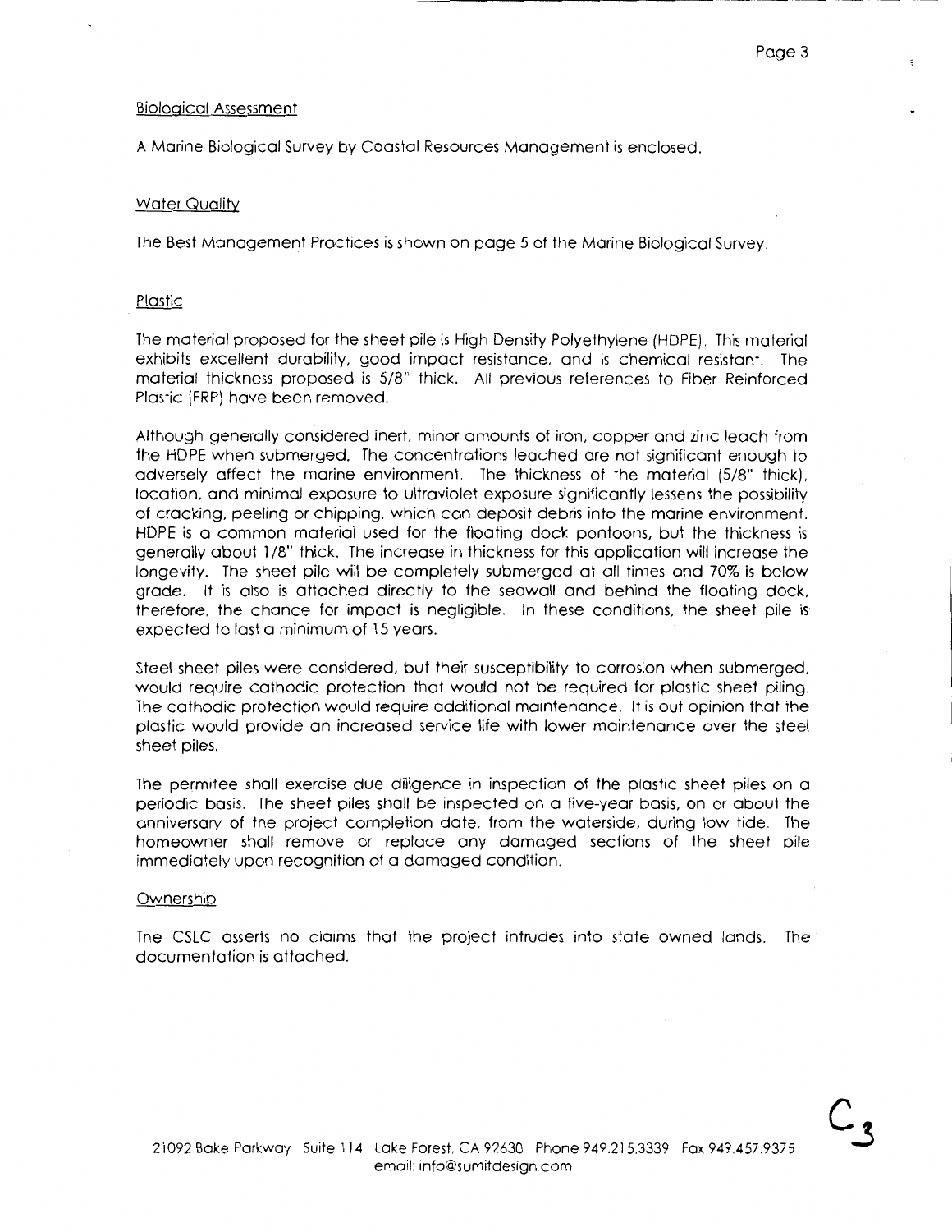Biological Assessment

A Marine Biological Survey by Coastal Resources Management is enclosed.

Water Quality

The Best Management Practices is shown on page 5 of the Marine Biological Survey.

Plastic

The material proposed for the sheet pile is High Density Polyethylene (HDPE). This material exhibits excellent durability, good impact resistance, and is chemical resistant. The material thickness proposed is 5/8" thick. All previous references to Fiber Reinforced Plastic (FRP) have been removed.

Although generally considered inert, minor amounts of iron, copper and zinc leach from the HDPE when submerged. The concentrations leached are not significant enough to adversely affect the marine environment. The thickness of the material (5/8" thick), location, and minimal exposure to ultraviolet exposure significantly lessens the possibility of cracking, peeling or chipping, which can deposit debris into the marine environment. HDPE is a common material used for the floating dock pontoons, but the thickness is generally about 1/8" thick. The increase in thickness for this application will increase the longevity. The sheet pile will be completely submerged at all times and 70% is below grade. It is also is attached directly to the seawall and behind the floating dock, therefore, the chance for impact is negligible. In these conditions, the sheet pile is expected to last a minimum of 15 years.

Steel sheet piles were considered, but their susceptibility to corrosion when submerged, would require cathodic protection that would not be required for plastic sheet piling. The cathodic protection would require additional maintenance. It is out opinion that the plastic would provide an increased service life with lower maintenance over the steel sheet piles.

The permitee shall exercise due diligence in inspection of the plastic sheet piles on a periodic basis. The sheet piles shall be inspected on a five-year basis, on or about the anniversary of the project completion date, from the waterside, during low tide. The homeowner shall remove or replace any damaged sections of the sheet pile immediately upon recognition of a damaged condition.

Ownership

The CSLC asserts no claims that the project intrudes into state owned lands. The documentation is attached.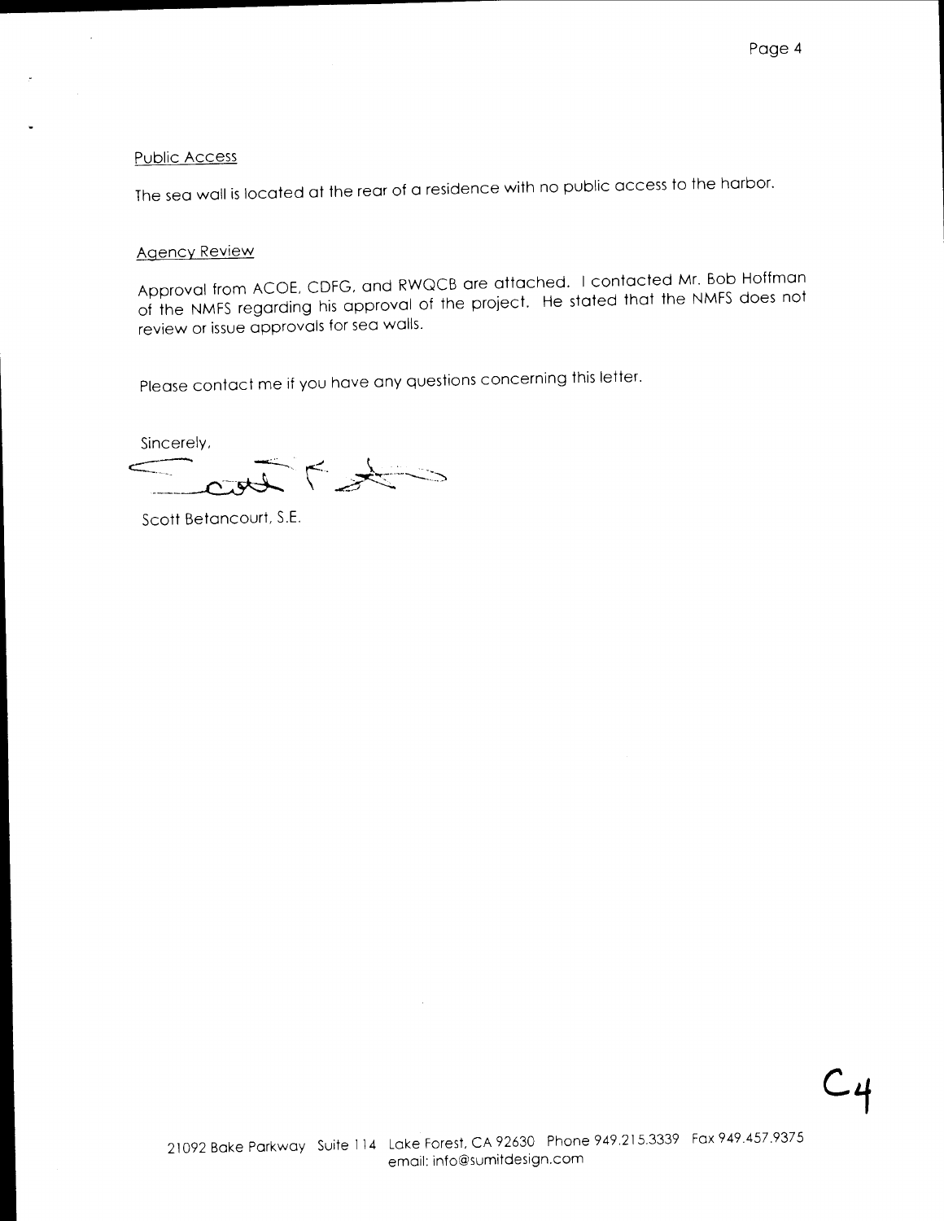Public Access

The sea wall is located at the rear of a residence with no public access to the harbor.

Agency Review

Approval from ACOE, CDFG, and RWQCB are attached. I contacted Mr. Bob Hoffman of the NMFS regarding his approval of the project. He stated that the NMFS does not review or issue approvals for sea walls.

Please contact me if you have any questions concerning this letter.

Sincerely,

Scott Betancourt, S.E.

C4

21092 Bake Parkway Suite 114 Lake Forest, CA 92630 Phone 949.215.3339 Fax 949.457.9375
email: info@sumitdesign.com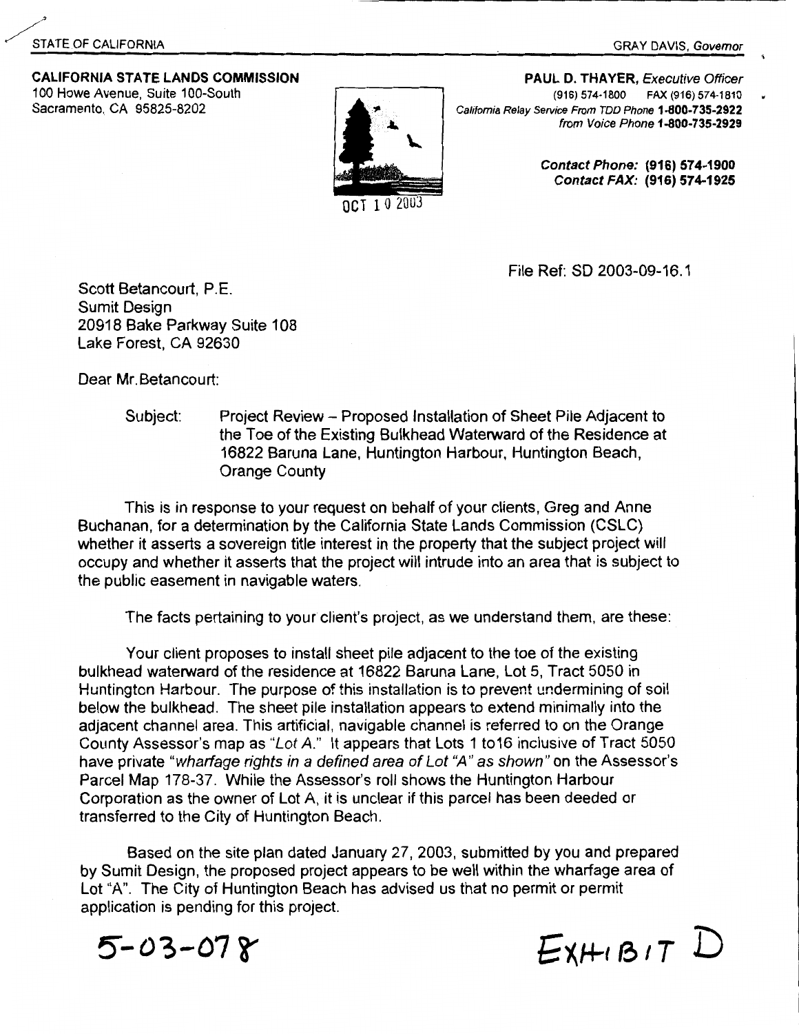STATE OF CALIFORNIA

GRAY DAVIS, *Governor*

**CALIFORNIA STATE LANDS COMMISSION**
100 Howe Avenue, Suite 100-South
Sacramento, CA 95825-8202

**PAUL D. THAYER,** *Executive Officer*
(916) 574-1800 FAX (916) 574-1810
*California Relay Service From TDD Phone* **1-800-735-2922**
*from Voice Phone* **1-800-735-2929**

***Contact Phone:* (916) 574-1900**
***Contact FAX:* (916) 574-1925**

OCT 10 2003

File Ref: SD 2003-09-16.1

Scott Betancourt, P.E.
Sumit Design
20918 Bake Parkway Suite 108
Lake Forest, CA 92630

Dear Mr.Betancourt:

Subject: Project Review – Proposed Installation of Sheet Pile Adjacent to the Toe of the Existing Bulkhead Waterward of the Residence at 16822 Baruna Lane, Huntington Harbour, Huntington Beach, Orange County

This is in response to your request on behalf of your clients, Greg and Anne Buchanan, for a determination by the California State Lands Commission (CSLC) whether it asserts a sovereign title interest in the property that the subject project will occupy and whether it asserts that the project will intrude into an area that is subject to the public easement in navigable waters.

The facts pertaining to your client's project, as we understand them, are these:

Your client proposes to install sheet pile adjacent to the toe of the existing bulkhead waterward of the residence at 16822 Baruna Lane, Lot 5, Tract 5050 in Huntington Harbour. The purpose of this installation is to prevent undermining of soil below the bulkhead. The sheet pile installation appears to extend minimally into the adjacent channel area. This artificial, navigable channel is referred to on the Orange County Assessor's map as "*Lot A.*" It appears that Lots 1 to16 inclusive of Tract 5050 have private "*wharfage rights in a defined area of Lot "A" as shown*" on the Assessor's Parcel Map 178-37. While the Assessor's roll shows the Huntington Harbour Corporation as the owner of Lot A, it is unclear if this parcel has been deeded or transferred to the City of Huntington Beach.

Based on the site plan dated January 27, 2003, submitted by you and prepared by Sumit Design, the proposed project appears to be well within the wharfage area of Lot "A". The City of Huntington Beach has advised us that no permit or permit application is pending for this project.

5-03-078

EXHIBIT D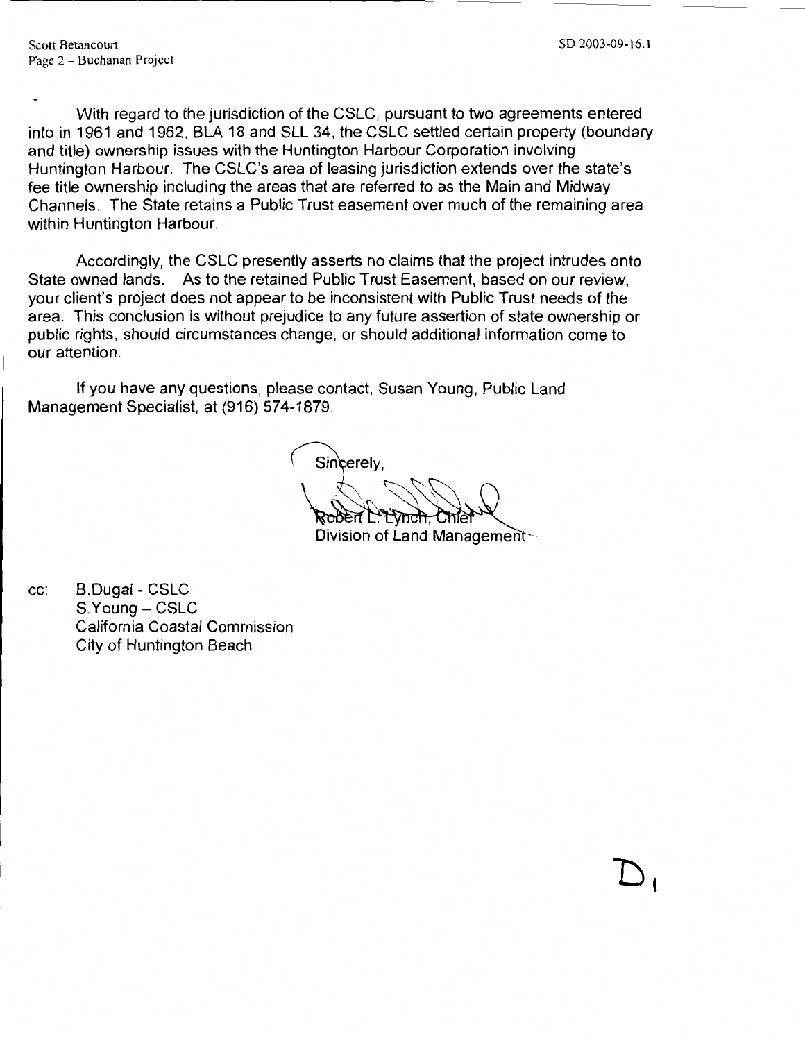With regard to the jurisdiction of the CSLC, pursuant to two agreements entered into in 1961 and 1962, BLA 18 and SLL 34, the CSLC settled certain property (boundary and title) ownership issues with the Huntington Harbour Corporation involving Huntington Harbour. The CSLC's area of leasing jurisdiction extends over the state's fee title ownership including the areas that are referred to as the Main and Midway Channels. The State retains a Public Trust easement over much of the remaining area within Huntington Harbour.

Accordingly, the CSLC presently asserts no claims that the project intrudes onto State owned lands. As to the retained Public Trust Easement, based on our review, your client's project does not appear to be inconsistent with Public Trust needs of the area. This conclusion is without prejudice to any future assertion of state ownership or public rights, should circumstances change, or should additional information come to our attention.

If you have any questions, please contact, Susan Young, Public Land Management Specialist, at (916) 574-1879.

Sincerely,

Robert L. Lynch, Chief
Division of Land Management

cc: B.Dugal - CSLC
S.Young – CSLC
California Coastal Commission
City of Huntington Beach

D1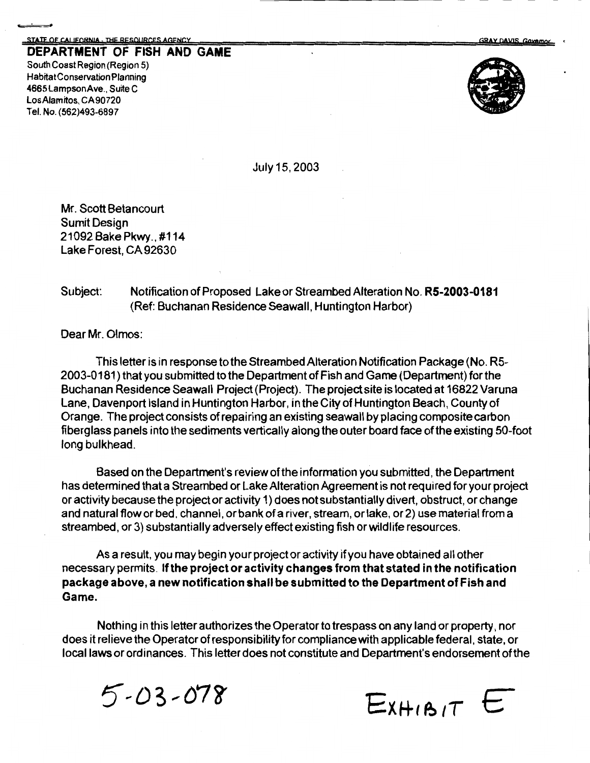STATE OF CALIFORNIA - THE RESOURCES AGENCY GRAY DAVIS, Governor

**DEPARTMENT OF FISH AND GAME**
South Coast Region (Region 5)
Habitat Conservation Planning
4665 Lampson Ave., Suite C
Los Alamitos, CA 90720
Tel. No. (562)493-6897

July 15, 2003

Mr. Scott Betancourt
Sumit Design
21092 Bake Pkwy., #114
Lake Forest, CA 92630

Subject: Notification of Proposed Lake or Streambed Alteration No. **R5-2003-0181** (Ref: Buchanan Residence Seawall, Huntington Harbor)

Dear Mr. Olmos:

This letter is in response to the Streambed Alteration Notification Package (No. R5-2003-0181) that you submitted to the Department of Fish and Game (Department) for the Buchanan Residence Seawall Project (Project). The project site is located at 16822 Varuna Lane, Davenport Island in Huntington Harbor, in the City of Huntington Beach, County of Orange. The project consists of repairing an existing seawall by placing composite carbon fiberglass panels into the sediments vertically along the outer board face of the existing 50-foot long bulkhead.

Based on the Department's review of the information you submitted, the Department has determined that a Streambed or Lake Alteration Agreement is not required for your project or activity because the project or activity 1) does not substantially divert, obstruct, or change and natural flow or bed, channel, or bank of a river, stream, or lake, or 2) use material from a streambed, or 3) substantially adversely effect existing fish or wildlife resources.

As a result, you may begin your project or activity if you have obtained all other necessary permits. **If the project or activity changes from that stated in the notification package above, a new notification shall be submitted to the Department of Fish and Game.**

Nothing in this letter authorizes the Operator to trespass on any land or property, nor does it relieve the Operator of responsibility for compliance with applicable federal, state, or local laws or ordinances. This letter does not constitute and Department's endorsement of the

5-03-078 EXHIBIT E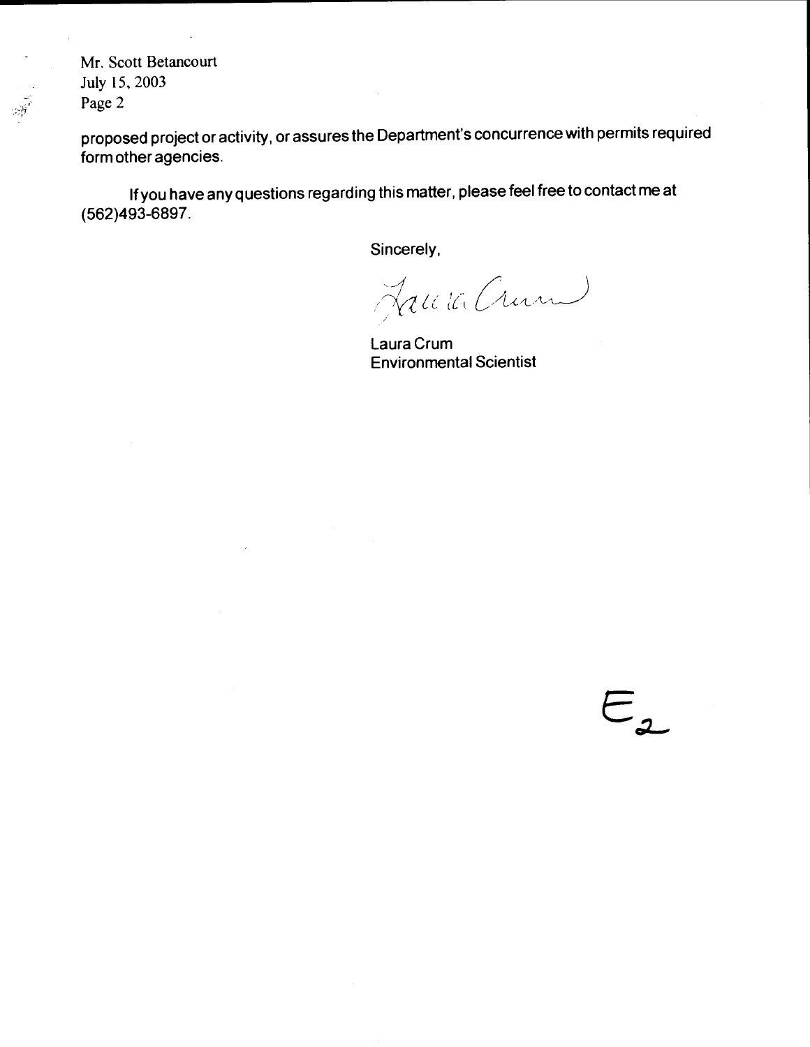Mr. Scott Betancourt
July 15, 2003
Page 2

proposed project or activity, or assures the Department's concurrence with permits required form other agencies.

If you have any questions regarding this matter, please feel free to contact me at (562)493-6897.

Sincerely,

Laura Crum
Environmental Scientist

E2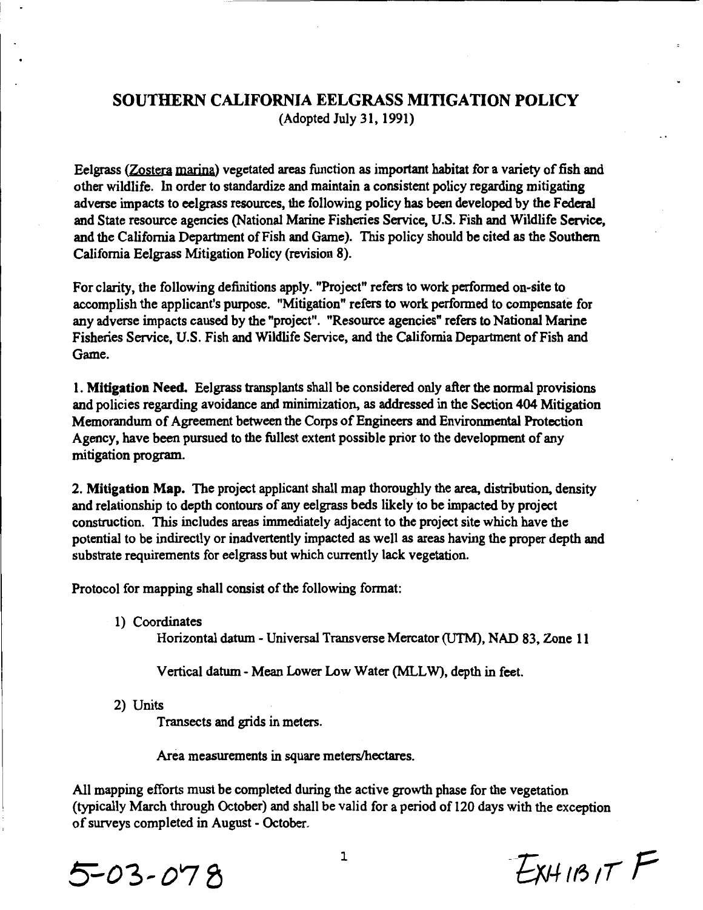# SOUTHERN CALIFORNIA EELGRASS MITIGATION POLICY

(Adopted July 31, 1991)

Eelgrass (Zostera marina) vegetated areas function as important habitat for a variety of fish and other wildlife. In order to standardize and maintain a consistent policy regarding mitigating adverse impacts to eelgrass resources, the following policy has been developed by the Federal and State resource agencies (National Marine Fisheries Service, U.S. Fish and Wildlife Service, and the California Department of Fish and Game). This policy should be cited as the Southern California Eelgrass Mitigation Policy (revision 8).

For clarity, the following definitions apply. "Project" refers to work performed on-site to accomplish the applicant's purpose. "Mitigation" refers to work performed to compensate for any adverse impacts caused by the "project". "Resource agencies" refers to National Marine Fisheries Service, U.S. Fish and Wildlife Service, and the California Department of Fish and Game.

1. **Mitigation Need.** Eelgrass transplants shall be considered only after the normal provisions and policies regarding avoidance and minimization, as addressed in the Section 404 Mitigation Memorandum of Agreement between the Corps of Engineers and Environmental Protection Agency, have been pursued to the fullest extent possible prior to the development of any mitigation program.

2. **Mitigation Map.** The project applicant shall map thoroughly the area, distribution, density and relationship to depth contours of any eelgrass beds likely to be impacted by project construction. This includes areas immediately adjacent to the project site which have the potential to be indirectly or inadvertently impacted as well as areas having the proper depth and substrate requirements for eelgrass but which currently lack vegetation.

Protocol for mapping shall consist of the following format:

1) Coordinates

   Horizontal datum - Universal Transverse Mercator (UTM), NAD 83, Zone 11

   Vertical datum - Mean Lower Low Water (MLLW), depth in feet.

2) Units

   Transects and grids in meters.

   Area measurements in square meters/hectares.

All mapping efforts must be completed during the active growth phase for the vegetation (typically March through October) and shall be valid for a period of 120 days with the exception of surveys completed in August - October.

5-03-078

EXHIBIT F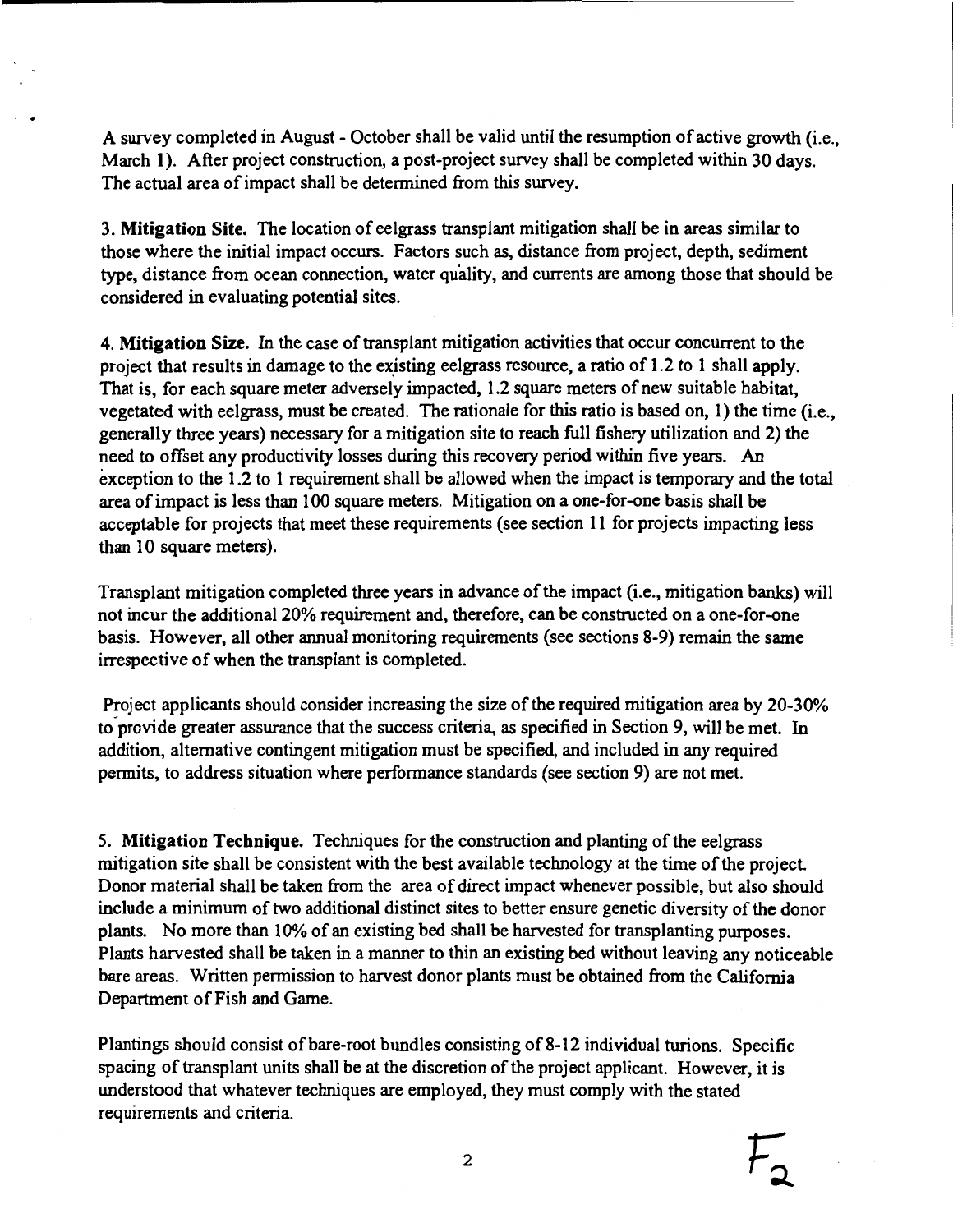A survey completed in August - October shall be valid until the resumption of active growth (i.e., March 1). After project construction, a post-project survey shall be completed within 30 days. The actual area of impact shall be determined from this survey.

**3. Mitigation Site.** The location of eelgrass transplant mitigation shall be in areas similar to those where the initial impact occurs. Factors such as, distance from project, depth, sediment type, distance from ocean connection, water quality, and currents are among those that should be considered in evaluating potential sites.

**4. Mitigation Size.** In the case of transplant mitigation activities that occur concurrent to the project that results in damage to the existing eelgrass resource, a ratio of 1.2 to 1 shall apply. That is, for each square meter adversely impacted, 1.2 square meters of new suitable habitat, vegetated with eelgrass, must be created. The rationale for this ratio is based on, 1) the time (i.e., generally three years) necessary for a mitigation site to reach full fishery utilization and 2) the need to offset any productivity losses during this recovery period within five years. An exception to the 1.2 to 1 requirement shall be allowed when the impact is temporary and the total area of impact is less than 100 square meters. Mitigation on a one-for-one basis shall be acceptable for projects that meet these requirements (see section 11 for projects impacting less than 10 square meters).

Transplant mitigation completed three years in advance of the impact (i.e., mitigation banks) will not incur the additional 20% requirement and, therefore, can be constructed on a one-for-one basis. However, all other annual monitoring requirements (see sections 8-9) remain the same irrespective of when the transplant is completed.

Project applicants should consider increasing the size of the required mitigation area by 20-30% to provide greater assurance that the success criteria, as specified in Section 9, will be met. In addition, alternative contingent mitigation must be specified, and included in any required permits, to address situation where performance standards (see section 9) are not met.

**5. Mitigation Technique.** Techniques for the construction and planting of the eelgrass mitigation site shall be consistent with the best available technology at the time of the project. Donor material shall be taken from the area of direct impact whenever possible, but also should include a minimum of two additional distinct sites to better ensure genetic diversity of the donor plants. No more than 10% of an existing bed shall be harvested for transplanting purposes. Plants harvested shall be taken in a manner to thin an existing bed without leaving any noticeable bare areas. Written permission to harvest donor plants must be obtained from the California Department of Fish and Game.

Plantings should consist of bare-root bundles consisting of 8-12 individual turions. Specific spacing of transplant units shall be at the discretion of the project applicant. However, it is understood that whatever techniques are employed, they must comply with the stated requirements and criteria.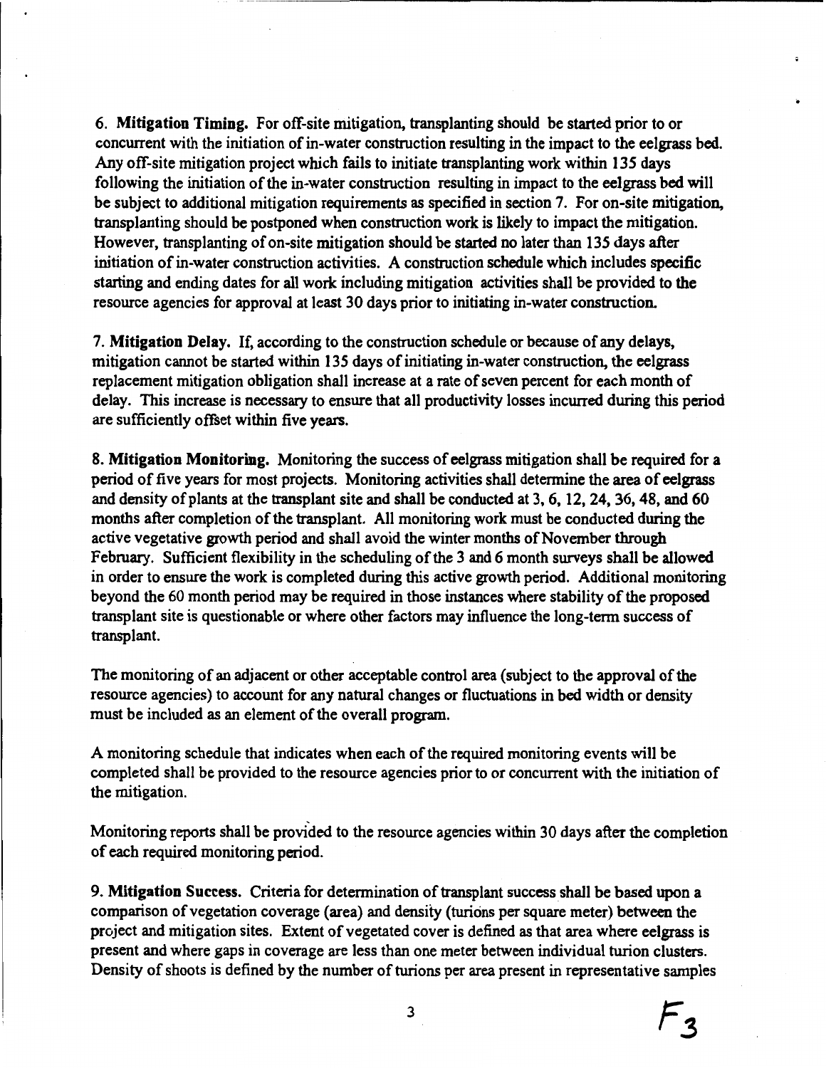6. **Mitigation Timing.** For off-site mitigation, transplanting should be started prior to or concurrent with the initiation of in-water construction resulting in the impact to the eelgrass bed. Any off-site mitigation project which fails to initiate transplanting work within 135 days following the initiation of the in-water construction resulting in impact to the eelgrass bed will be subject to additional mitigation requirements as specified in section 7. For on-site mitigation, transplanting should be postponed when construction work is likely to impact the mitigation. However, transplanting of on-site mitigation should be started no later than 135 days after initiation of in-water construction activities. A construction schedule which includes specific starting and ending dates for all work including mitigation activities shall be provided to the resource agencies for approval at least 30 days prior to initiating in-water construction.

7. **Mitigation Delay.** If, according to the construction schedule or because of any delays, mitigation cannot be started within 135 days of initiating in-water construction, the eelgrass replacement mitigation obligation shall increase at a rate of seven percent for each month of delay. This increase is necessary to ensure that all productivity losses incurred during this period are sufficiently offset within five years.

8. **Mitigation Monitoring.** Monitoring the success of eelgrass mitigation shall be required for a period of five years for most projects. Monitoring activities shall determine the area of eelgrass and density of plants at the transplant site and shall be conducted at 3, 6, 12, 24, 36, 48, and 60 months after completion of the transplant. All monitoring work must be conducted during the active vegetative growth period and shall avoid the winter months of November through February. Sufficient flexibility in the scheduling of the 3 and 6 month surveys shall be allowed in order to ensure the work is completed during this active growth period. Additional monitoring beyond the 60 month period may be required in those instances where stability of the proposed transplant site is questionable or where other factors may influence the long-term success of transplant.

The monitoring of an adjacent or other acceptable control area (subject to the approval of the resource agencies) to account for any natural changes or fluctuations in bed width or density must be included as an element of the overall program.

A monitoring schedule that indicates when each of the required monitoring events will be completed shall be provided to the resource agencies prior to or concurrent with the initiation of the mitigation.

Monitoring reports shall be provided to the resource agencies within 30 days after the completion of each required monitoring period.

9. **Mitigation Success.** Criteria for determination of transplant success shall be based upon a comparison of vegetation coverage (area) and density (turions per square meter) between the project and mitigation sites. Extent of vegetated cover is defined as that area where eelgrass is present and where gaps in coverage are less than one meter between individual turion clusters. Density of shoots is defined by the number of turions per area present in representative samples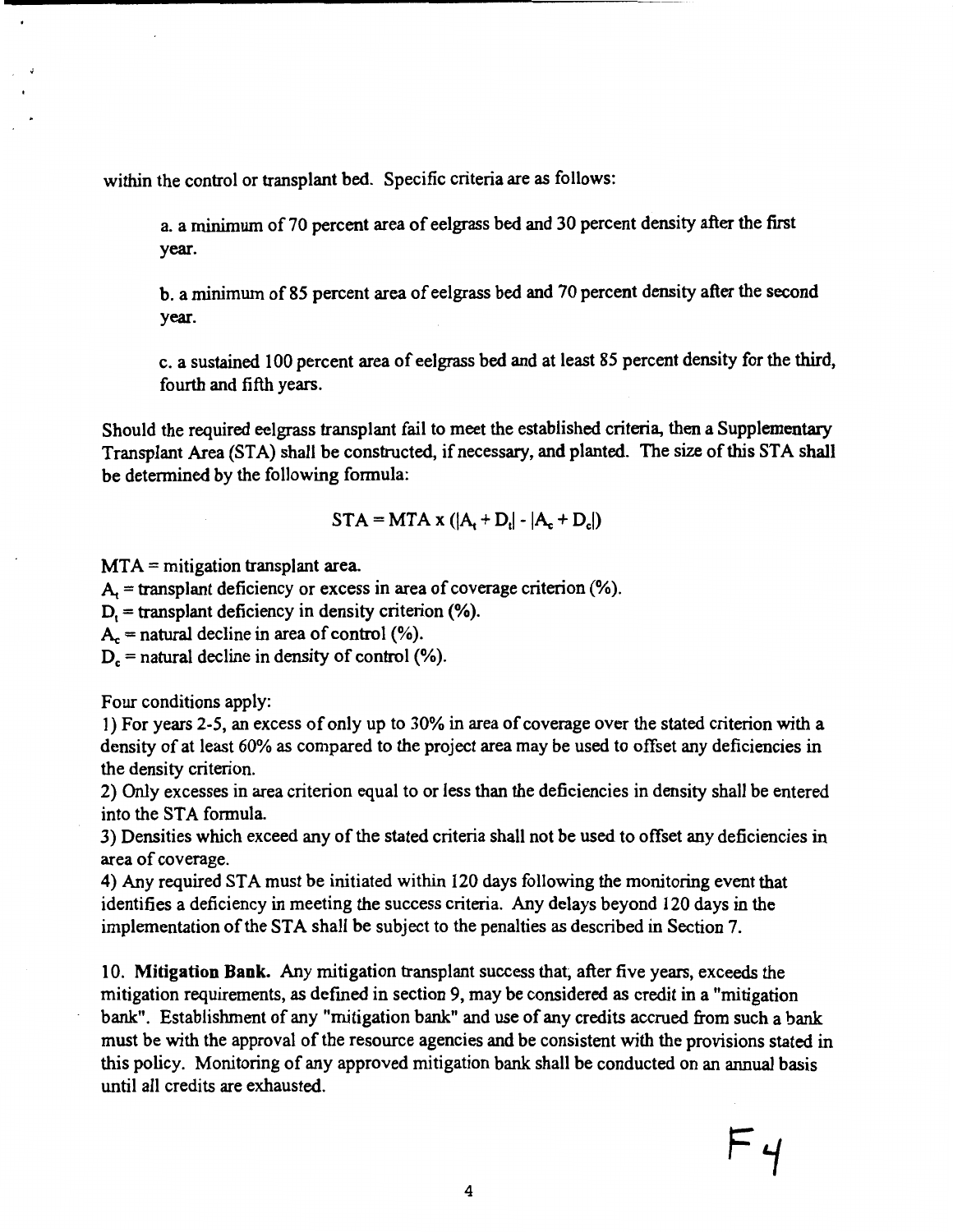within the control or transplant bed. Specific criteria are as follows:

a. a minimum of 70 percent area of eelgrass bed and 30 percent density after the first year.

b. a minimum of 85 percent area of eelgrass bed and 70 percent density after the second year.

c. a sustained 100 percent area of eelgrass bed and at least 85 percent density for the third, fourth and fifth years.

Should the required eelgrass transplant fail to meet the established criteria, then a Supplementary Transplant Area (STA) shall be constructed, if necessary, and planted. The size of this STA shall be determined by the following formula:

$$STA = MTA \times (|A_t + D_t| - |A_c + D_c|)$$

MTA = mitigation transplant area.
$A_t$ = transplant deficiency or excess in area of coverage criterion (%).
$D_t$ = transplant deficiency in density criterion (%).
$A_c$ = natural decline in area of control (%).
$D_c$ = natural decline in density of control (%).

Four conditions apply:
1) For years 2-5, an excess of only up to 30% in area of coverage over the stated criterion with a density of at least 60% as compared to the project area may be used to offset any deficiencies in the density criterion.
2) Only excesses in area criterion equal to or less than the deficiencies in density shall be entered into the STA formula.
3) Densities which exceed any of the stated criteria shall not be used to offset any deficiencies in area of coverage.
4) Any required STA must be initiated within 120 days following the monitoring event that identifies a deficiency in meeting the success criteria. Any delays beyond 120 days in the implementation of the STA shall be subject to the penalties as described in Section 7.

10. **Mitigation Bank.** Any mitigation transplant success that, after five years, exceeds the mitigation requirements, as defined in section 9, may be considered as credit in a "mitigation bank". Establishment of any "mitigation bank" and use of any credits accrued from such a bank must be with the approval of the resource agencies and be consistent with the provisions stated in this policy. Monitoring of any approved mitigation bank shall be conducted on an annual basis until all credits are exhausted.

F4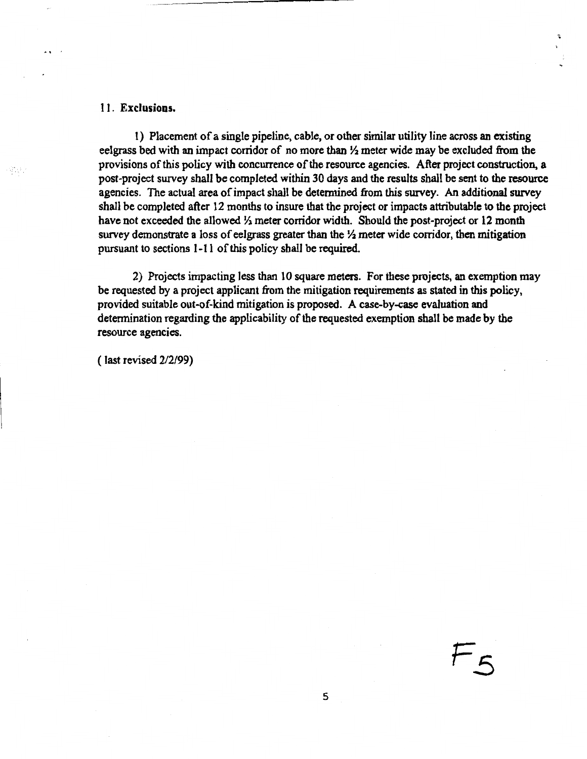## 11. Exclusions.

1) Placement of a single pipeline, cable, or other similar utility line across an existing eelgrass bed with an impact corridor of no more than ½ meter wide may be excluded from the provisions of this policy with concurrence of the resource agencies. After project construction, a post-project survey shall be completed within 30 days and the results shall be sent to the resource agencies. The actual area of impact shall be determined from this survey. An additional survey shall be completed after 12 months to insure that the project or impacts attributable to the project have not exceeded the allowed ½ meter corridor width. Should the post-project or 12 month survey demonstrate a loss of eelgrass greater than the ½ meter wide corridor, then mitigation pursuant to sections 1-11 of this policy shall be required.

2) Projects impacting less than 10 square meters. For these projects, an exemption may be requested by a project applicant from the mitigation requirements as stated in this policy, provided suitable out-of-kind mitigation is proposed. A case-by-case evaluation and determination regarding the applicability of the requested exemption shall be made by the resource agencies.

( last revised 2/2/99)

F5